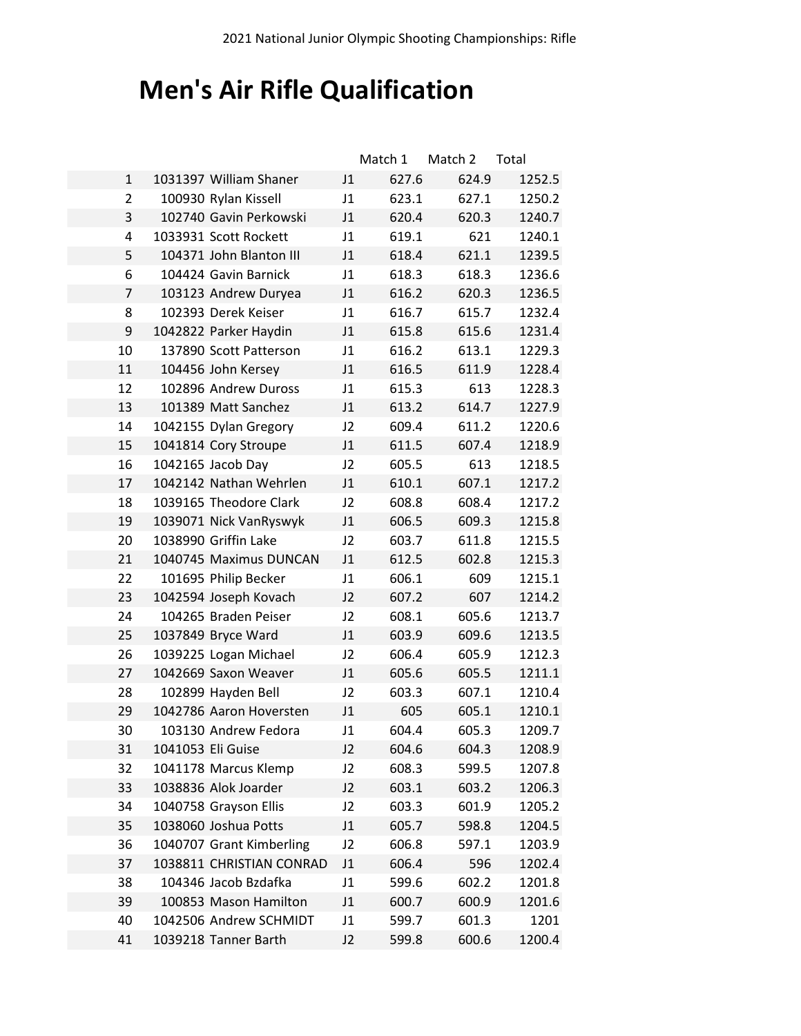# Men's Air Rifle Qualification

| | | | | Match 1 | Match 2 | Total |
|---|---|---|---|---|---|---|
| 1 | 1031397 | William Shaner | J1 | 627.6 | 624.9 | 1252.5 |
| 2 | 100930 | Rylan Kissell | J1 | 623.1 | 627.1 | 1250.2 |
| 3 | 102740 | Gavin Perkowski | J1 | 620.4 | 620.3 | 1240.7 |
| 4 | 1033931 | Scott Rockett | J1 | 619.1 | 621 | 1240.1 |
| 5 | 104371 | John Blanton III | J1 | 618.4 | 621.1 | 1239.5 |
| 6 | 104424 | Gavin Barnick | J1 | 618.3 | 618.3 | 1236.6 |
| 7 | 103123 | Andrew Duryea | J1 | 616.2 | 620.3 | 1236.5 |
| 8 | 102393 | Derek Keiser | J1 | 616.7 | 615.7 | 1232.4 |
| 9 | 1042822 | Parker Haydin | J1 | 615.8 | 615.6 | 1231.4 |
| 10 | 137890 | Scott Patterson | J1 | 616.2 | 613.1 | 1229.3 |
| 11 | 104456 | John Kersey | J1 | 616.5 | 611.9 | 1228.4 |
| 12 | 102896 | Andrew Duross | J1 | 615.3 | 613 | 1228.3 |
| 13 | 101389 | Matt Sanchez | J1 | 613.2 | 614.7 | 1227.9 |
| 14 | 1042155 | Dylan Gregory | J2 | 609.4 | 611.2 | 1220.6 |
| 15 | 1041814 | Cory Stroupe | J1 | 611.5 | 607.4 | 1218.9 |
| 16 | 1042165 | Jacob Day | J2 | 605.5 | 613 | 1218.5 |
| 17 | 1042142 | Nathan Wehrlen | J1 | 610.1 | 607.1 | 1217.2 |
| 18 | 1039165 | Theodore Clark | J2 | 608.8 | 608.4 | 1217.2 |
| 19 | 1039071 | Nick VanRyswyk | J1 | 606.5 | 609.3 | 1215.8 |
| 20 | 1038990 | Griffin Lake | J2 | 603.7 | 611.8 | 1215.5 |
| 21 | 1040745 | Maximus DUNCAN | J1 | 612.5 | 602.8 | 1215.3 |
| 22 | 101695 | Philip Becker | J1 | 606.1 | 609 | 1215.1 |
| 23 | 1042594 | Joseph Kovach | J2 | 607.2 | 607 | 1214.2 |
| 24 | 104265 | Braden Peiser | J2 | 608.1 | 605.6 | 1213.7 |
| 25 | 1037849 | Bryce Ward | J1 | 603.9 | 609.6 | 1213.5 |
| 26 | 1039225 | Logan Michael | J2 | 606.4 | 605.9 | 1212.3 |
| 27 | 1042669 | Saxon Weaver | J1 | 605.6 | 605.5 | 1211.1 |
| 28 | 102899 | Hayden Bell | J2 | 603.3 | 607.1 | 1210.4 |
| 29 | 1042786 | Aaron Hoversten | J1 | 605 | 605.1 | 1210.1 |
| 30 | 103130 | Andrew Fedora | J1 | 604.4 | 605.3 | 1209.7 |
| 31 | 1041053 | Eli Guise | J2 | 604.6 | 604.3 | 1208.9 |
| 32 | 1041178 | Marcus Klemp | J2 | 608.3 | 599.5 | 1207.8 |
| 33 | 1038836 | Alok Joarder | J2 | 603.1 | 603.2 | 1206.3 |
| 34 | 1040758 | Grayson Ellis | J2 | 603.3 | 601.9 | 1205.2 |
| 35 | 1038060 | Joshua Potts | J1 | 605.7 | 598.8 | 1204.5 |
| 36 | 1040707 | Grant Kimberling | J2 | 606.8 | 597.1 | 1203.9 |
| 37 | 1038811 | CHRISTIAN CONRAD | J1 | 606.4 | 596 | 1202.4 |
| 38 | 104346 | Jacob Bzdafka | J1 | 599.6 | 602.2 | 1201.8 |
| 39 | 100853 | Mason Hamilton | J1 | 600.7 | 600.9 | 1201.6 |
| 40 | 1042506 | Andrew SCHMIDT | J1 | 599.7 | 601.3 | 1201 |
| 41 | 1039218 | Tanner Barth | J2 | 599.8 | 600.6 | 1200.4 |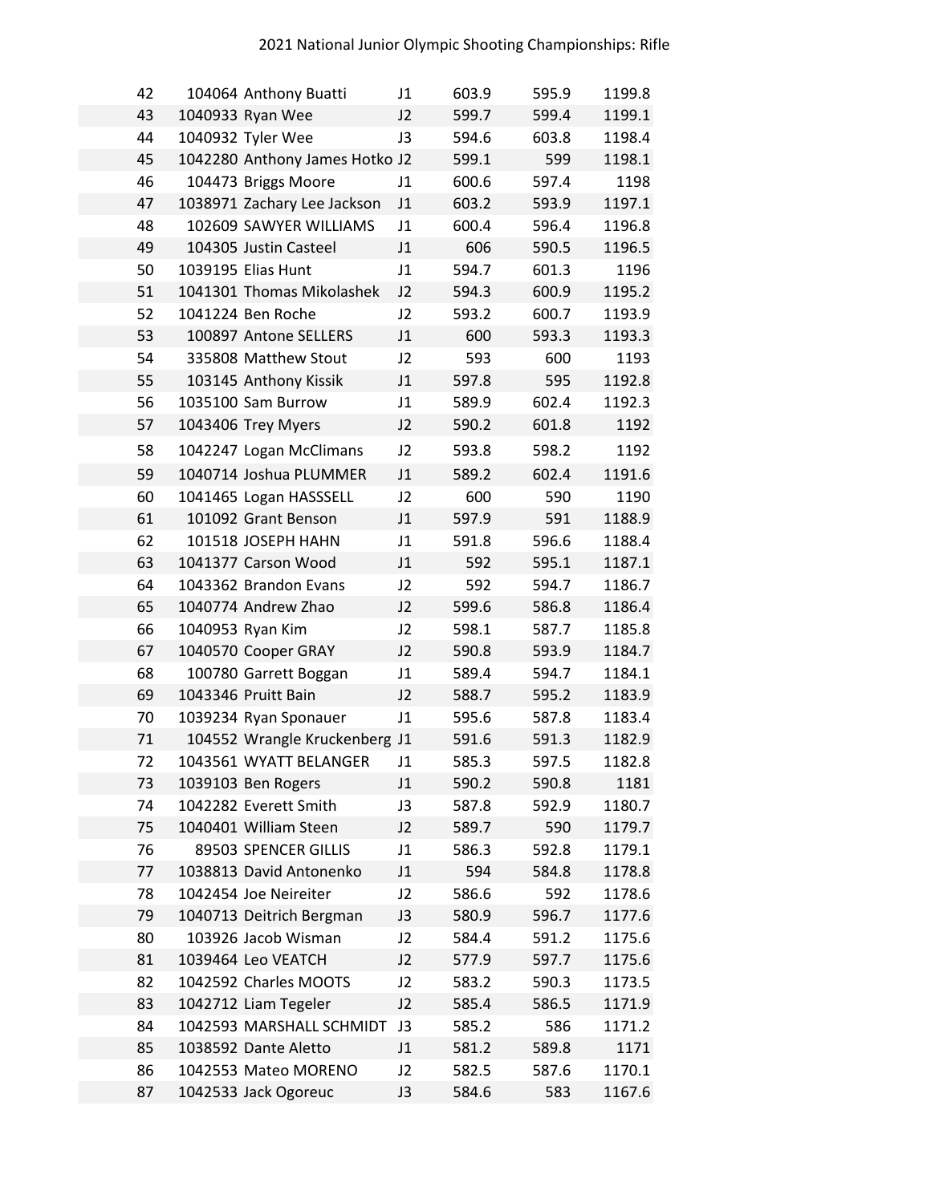| 42 | 104064 | Anthony Buatti | J1 | 603.9 | 595.9 | 1199.8 |
|---|---|---|---|---|---|---|
| 43 | 1040933 | Ryan Wee | J2 | 599.7 | 599.4 | 1199.1 |
| 44 | 1040932 | Tyler Wee | J3 | 594.6 | 603.8 | 1198.4 |
| 45 | 1042280 | Anthony James Hotko | J2 | 599.1 | 599 | 1198.1 |
| 46 | 104473 | Briggs Moore | J1 | 600.6 | 597.4 | 1198 |
| 47 | 1038971 | Zachary Lee Jackson | J1 | 603.2 | 593.9 | 1197.1 |
| 48 | 102609 | SAWYER WILLIAMS | J1 | 600.4 | 596.4 | 1196.8 |
| 49 | 104305 | Justin Casteel | J1 | 606 | 590.5 | 1196.5 |
| 50 | 1039195 | Elias Hunt | J1 | 594.7 | 601.3 | 1196 |
| 51 | 1041301 | Thomas Mikolashek | J2 | 594.3 | 600.9 | 1195.2 |
| 52 | 1041224 | Ben Roche | J2 | 593.2 | 600.7 | 1193.9 |
| 53 | 100897 | Antone SELLERS | J1 | 600 | 593.3 | 1193.3 |
| 54 | 335808 | Matthew Stout | J2 | 593 | 600 | 1193 |
| 55 | 103145 | Anthony Kissik | J1 | 597.8 | 595 | 1192.8 |
| 56 | 1035100 | Sam Burrow | J1 | 589.9 | 602.4 | 1192.3 |
| 57 | 1043406 | Trey Myers | J2 | 590.2 | 601.8 | 1192 |
| 58 | 1042247 | Logan McClimans | J2 | 593.8 | 598.2 | 1192 |
| 59 | 1040714 | Joshua PLUMMER | J1 | 589.2 | 602.4 | 1191.6 |
| 60 | 1041465 | Logan HASSSELL | J2 | 600 | 590 | 1190 |
| 61 | 101092 | Grant Benson | J1 | 597.9 | 591 | 1188.9 |
| 62 | 101518 | JOSEPH HAHN | J1 | 591.8 | 596.6 | 1188.4 |
| 63 | 1041377 | Carson Wood | J1 | 592 | 595.1 | 1187.1 |
| 64 | 1043362 | Brandon Evans | J2 | 592 | 594.7 | 1186.7 |
| 65 | 1040774 | Andrew Zhao | J2 | 599.6 | 586.8 | 1186.4 |
| 66 | 1040953 | Ryan Kim | J2 | 598.1 | 587.7 | 1185.8 |
| 67 | 1040570 | Cooper GRAY | J2 | 590.8 | 593.9 | 1184.7 |
| 68 | 100780 | Garrett Boggan | J1 | 589.4 | 594.7 | 1184.1 |
| 69 | 1043346 | Pruitt Bain | J2 | 588.7 | 595.2 | 1183.9 |
| 70 | 1039234 | Ryan Sponauer | J1 | 595.6 | 587.8 | 1183.4 |
| 71 | 104552 | Wrangle Kruckenberg | J1 | 591.6 | 591.3 | 1182.9 |
| 72 | 1043561 | WYATT BELANGER | J1 | 585.3 | 597.5 | 1182.8 |
| 73 | 1039103 | Ben Rogers | J1 | 590.2 | 590.8 | 1181 |
| 74 | 1042282 | Everett Smith | J3 | 587.8 | 592.9 | 1180.7 |
| 75 | 1040401 | William Steen | J2 | 589.7 | 590 | 1179.7 |
| 76 | 89503 | SPENCER GILLIS | J1 | 586.3 | 592.8 | 1179.1 |
| 77 | 1038813 | David Antonenko | J1 | 594 | 584.8 | 1178.8 |
| 78 | 1042454 | Joe Neireiter | J2 | 586.6 | 592 | 1178.6 |
| 79 | 1040713 | Deitrich Bergman | J3 | 580.9 | 596.7 | 1177.6 |
| 80 | 103926 | Jacob Wisman | J2 | 584.4 | 591.2 | 1175.6 |
| 81 | 1039464 | Leo VEATCH | J2 | 577.9 | 597.7 | 1175.6 |
| 82 | 1042592 | Charles MOOTS | J2 | 583.2 | 590.3 | 1173.5 |
| 83 | 1042712 | Liam Tegeler | J2 | 585.4 | 586.5 | 1171.9 |
| 84 | 1042593 | MARSHALL SCHMIDT | J3 | 585.2 | 586 | 1171.2 |
| 85 | 1038592 | Dante Aletto | J1 | 581.2 | 589.8 | 1171 |
| 86 | 1042553 | Mateo MORENO | J2 | 582.5 | 587.6 | 1170.1 |
| 87 | 1042533 | Jack Ogoreuc | J3 | 584.6 | 583 | 1167.6 |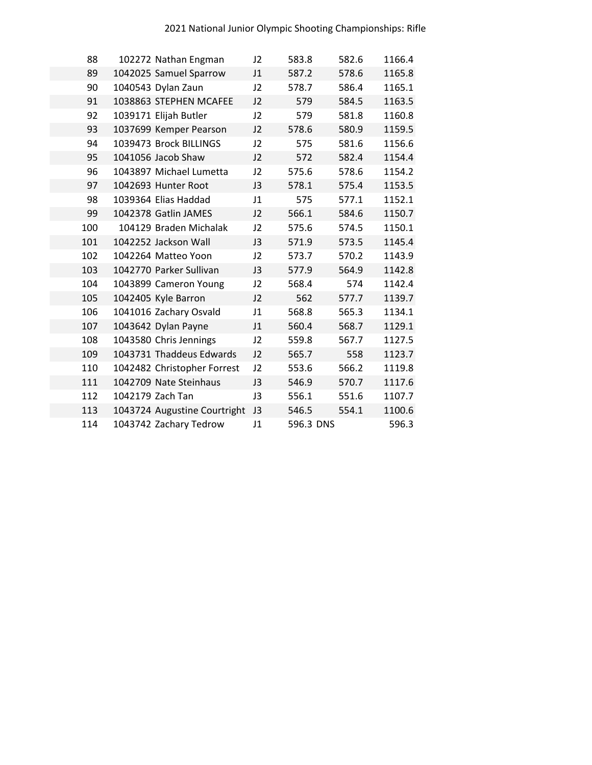# 2021 National Junior Olympic Shooting Championships: Rifle

| | | | | | | |
|---|---|---|---|---|---|---|
| 88 | 102272 | Nathan Engman | J2 | 583.8 | 582.6 | 1166.4 |
| 89 | 1042025 | Samuel Sparrow | J1 | 587.2 | 578.6 | 1165.8 |
| 90 | 1040543 | Dylan Zaun | J2 | 578.7 | 586.4 | 1165.1 |
| 91 | 1038863 | STEPHEN MCAFEE | J2 | 579 | 584.5 | 1163.5 |
| 92 | 1039171 | Elijah Butler | J2 | 579 | 581.8 | 1160.8 |
| 93 | 1037699 | Kemper Pearson | J2 | 578.6 | 580.9 | 1159.5 |
| 94 | 1039473 | Brock BILLINGS | J2 | 575 | 581.6 | 1156.6 |
| 95 | 1041056 | Jacob Shaw | J2 | 572 | 582.4 | 1154.4 |
| 96 | 1043897 | Michael Lumetta | J2 | 575.6 | 578.6 | 1154.2 |
| 97 | 1042693 | Hunter Root | J3 | 578.1 | 575.4 | 1153.5 |
| 98 | 1039364 | Elias Haddad | J1 | 575 | 577.1 | 1152.1 |
| 99 | 1042378 | Gatlin JAMES | J2 | 566.1 | 584.6 | 1150.7 |
| 100 | 104129 | Braden Michalak | J2 | 575.6 | 574.5 | 1150.1 |
| 101 | 1042252 | Jackson Wall | J3 | 571.9 | 573.5 | 1145.4 |
| 102 | 1042264 | Matteo Yoon | J2 | 573.7 | 570.2 | 1143.9 |
| 103 | 1042770 | Parker Sullivan | J3 | 577.9 | 564.9 | 1142.8 |
| 104 | 1043899 | Cameron Young | J2 | 568.4 | 574 | 1142.4 |
| 105 | 1042405 | Kyle Barron | J2 | 562 | 577.7 | 1139.7 |
| 106 | 1041016 | Zachary Osvald | J1 | 568.8 | 565.3 | 1134.1 |
| 107 | 1043642 | Dylan Payne | J1 | 560.4 | 568.7 | 1129.1 |
| 108 | 1043580 | Chris Jennings | J2 | 559.8 | 567.7 | 1127.5 |
| 109 | 1043731 | Thaddeus Edwards | J2 | 565.7 | 558 | 1123.7 |
| 110 | 1042482 | Christopher Forrest | J2 | 553.6 | 566.2 | 1119.8 |
| 111 | 1042709 | Nate Steinhaus | J3 | 546.9 | 570.7 | 1117.6 |
| 112 | 1042179 | Zach Tan | J3 | 556.1 | 551.6 | 1107.7 |
| 113 | 1043724 | Augustine Courtright | J3 | 546.5 | 554.1 | 1100.6 |
| 114 | 1043742 | Zachary Tedrow | J1 | 596.3 | DNS | 596.3 |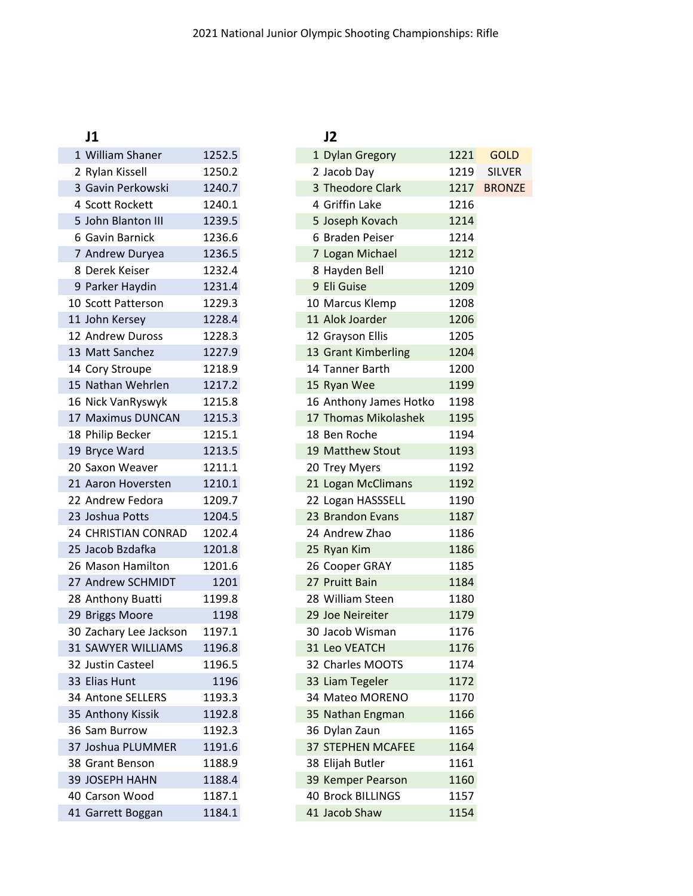# 2021 National Junior Olympic Shooting Championships: Rifle

## J1

| | | |
|---|---|---|
| 1 | William Shaner | 1252.5 |
| 2 | Rylan Kissell | 1250.2 |
| 3 | Gavin Perkowski | 1240.7 |
| 4 | Scott Rockett | 1240.1 |
| 5 | John Blanton III | 1239.5 |
| 6 | Gavin Barnick | 1236.6 |
| 7 | Andrew Duryea | 1236.5 |
| 8 | Derek Keiser | 1232.4 |
| 9 | Parker Haydin | 1231.4 |
| 10 | Scott Patterson | 1229.3 |
| 11 | John Kersey | 1228.4 |
| 12 | Andrew Duross | 1228.3 |
| 13 | Matt Sanchez | 1227.9 |
| 14 | Cory Stroupe | 1218.9 |
| 15 | Nathan Wehrlen | 1217.2 |
| 16 | Nick VanRyswyk | 1215.8 |
| 17 | Maximus DUNCAN | 1215.3 |
| 18 | Philip Becker | 1215.1 |
| 19 | Bryce Ward | 1213.5 |
| 20 | Saxon Weaver | 1211.1 |
| 21 | Aaron Hoversten | 1210.1 |
| 22 | Andrew Fedora | 1209.7 |
| 23 | Joshua Potts | 1204.5 |
| 24 | CHRISTIAN CONRAD | 1202.4 |
| 25 | Jacob Bzdafka | 1201.8 |
| 26 | Mason Hamilton | 1201.6 |
| 27 | Andrew SCHMIDT | 1201 |
| 28 | Anthony Buatti | 1199.8 |
| 29 | Briggs Moore | 1198 |
| 30 | Zachary Lee Jackson | 1197.1 |
| 31 | SAWYER WILLIAMS | 1196.8 |
| 32 | Justin Casteel | 1196.5 |
| 33 | Elias Hunt | 1196 |
| 34 | Antone SELLERS | 1193.3 |
| 35 | Anthony Kissik | 1192.8 |
| 36 | Sam Burrow | 1192.3 |
| 37 | Joshua PLUMMER | 1191.6 |
| 38 | Grant Benson | 1188.9 |
| 39 | JOSEPH HAHN | 1188.4 |
| 40 | Carson Wood | 1187.1 |
| 41 | Garrett Boggan | 1184.1 |

## J2

| | | | |
|---|---|---|---|
| 1 | Dylan Gregory | 1221 | GOLD |
| 2 | Jacob Day | 1219 | SILVER |
| 3 | Theodore Clark | 1217 | BRONZE |
| 4 | Griffin Lake | 1216 | |
| 5 | Joseph Kovach | 1214 | |
| 6 | Braden Peiser | 1214 | |
| 7 | Logan Michael | 1212 | |
| 8 | Hayden Bell | 1210 | |
| 9 | Eli Guise | 1209 | |
| 10 | Marcus Klemp | 1208 | |
| 11 | Alok Joarder | 1206 | |
| 12 | Grayson Ellis | 1205 | |
| 13 | Grant Kimberling | 1204 | |
| 14 | Tanner Barth | 1200 | |
| 15 | Ryan Wee | 1199 | |
| 16 | Anthony James Hotko | 1198 | |
| 17 | Thomas Mikolashek | 1195 | |
| 18 | Ben Roche | 1194 | |
| 19 | Matthew Stout | 1193 | |
| 20 | Trey Myers | 1192 | |
| 21 | Logan McClimans | 1192 | |
| 22 | Logan HASSSELL | 1190 | |
| 23 | Brandon Evans | 1187 | |
| 24 | Andrew Zhao | 1186 | |
| 25 | Ryan Kim | 1186 | |
| 26 | Cooper GRAY | 1185 | |
| 27 | Pruitt Bain | 1184 | |
| 28 | William Steen | 1180 | |
| 29 | Joe Neireiter | 1179 | |
| 30 | Jacob Wisman | 1176 | |
| 31 | Leo VEATCH | 1176 | |
| 32 | Charles MOOTS | 1174 | |
| 33 | Liam Tegeler | 1172 | |
| 34 | Mateo MORENO | 1170 | |
| 35 | Nathan Engman | 1166 | |
| 36 | Dylan Zaun | 1165 | |
| 37 | STEPHEN MCAFEE | 1164 | |
| 38 | Elijah Butler | 1161 | |
| 39 | Kemper Pearson | 1160 | |
| 40 | Brock BILLINGS | 1157 | |
| 41 | Jacob Shaw | 1154 | |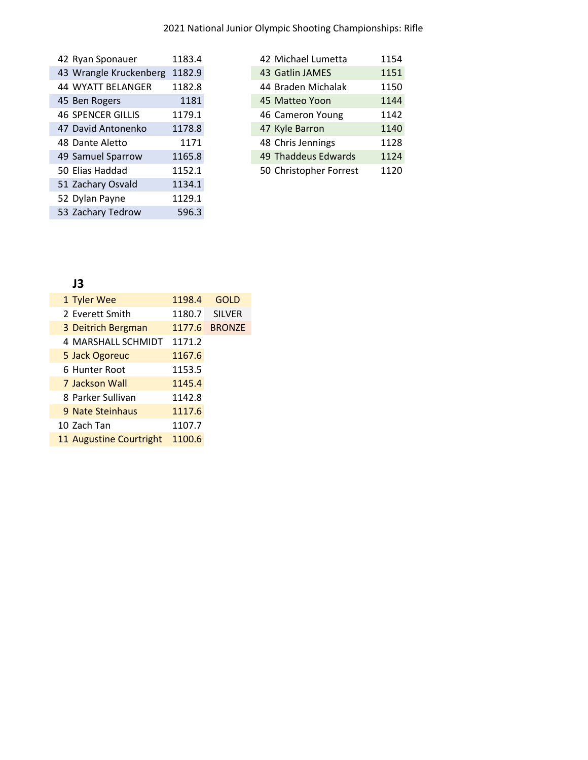| | | |
|---|---|---|
| 42 | Ryan Sponauer | 1183.4 |
| 43 | Wrangle Kruckenberg | 1182.9 |
| 44 | WYATT BELANGER | 1182.8 |
| 45 | Ben Rogers | 1181 |
| 46 | SPENCER GILLIS | 1179.1 |
| 47 | David Antonenko | 1178.8 |
| 48 | Dante Aletto | 1171 |
| 49 | Samuel Sparrow | 1165.8 |
| 50 | Elias Haddad | 1152.1 |
| 51 | Zachary Osvald | 1134.1 |
| 52 | Dylan Payne | 1129.1 |
| 53 | Zachary Tedrow | 596.3 |

| | | |
|---|---|---|
| 42 | Michael Lumetta | 1154 |
| 43 | Gatlin JAMES | 1151 |
| 44 | Braden Michalak | 1150 |
| 45 | Matteo Yoon | 1144 |
| 46 | Cameron Young | 1142 |
| 47 | Kyle Barron | 1140 |
| 48 | Chris Jennings | 1128 |
| 49 | Thaddeus Edwards | 1124 |
| 50 | Christopher Forrest | 1120 |

### J3

| | | | |
|---|---|---|---|
| 1 | Tyler Wee | 1198.4 | GOLD |
| 2 | Everett Smith | 1180.7 | SILVER |
| 3 | Deitrich Bergman | 1177.6 | BRONZE |
| 4 | MARSHALL SCHMIDT | 1171.2 | |
| 5 | Jack Ogoreuc | 1167.6 | |
| 6 | Hunter Root | 1153.5 | |
| 7 | Jackson Wall | 1145.4 | |
| 8 | Parker Sullivan | 1142.8 | |
| 9 | Nate Steinhaus | 1117.6 | |
| 10 | Zach Tan | 1107.7 | |
| 11 | Augustine Courtright | 1100.6 | |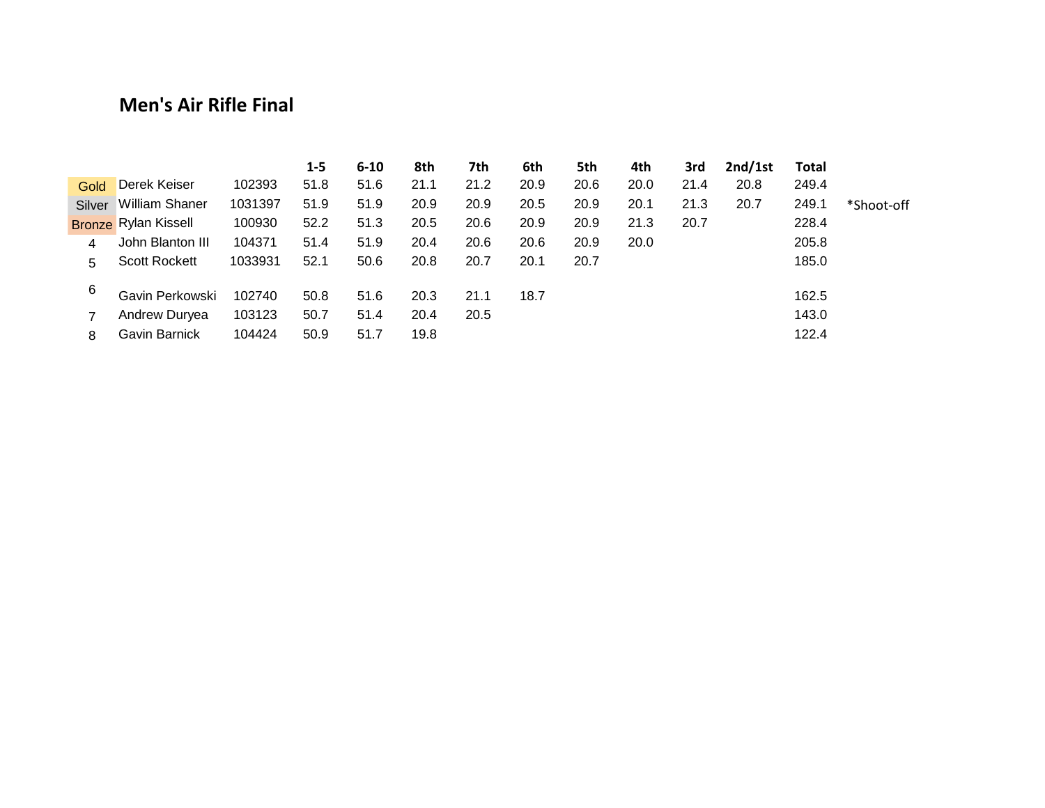# Men's Air Rifle Final

| | | | 1-5 | 6-10 | 8th | 7th | 6th | 5th | 4th | 3rd | 2nd/1st | Total | |
|---|---|---|---|---|---|---|---|---|---|---|---|---|---|
| Gold | Derek Keiser | 102393 | 51.8 | 51.6 | 21.1 | 21.2 | 20.9 | 20.6 | 20.0 | 21.4 | 20.8 | 249.4 | |
| Silver | William Shaner | 1031397 | 51.9 | 51.9 | 20.9 | 20.9 | 20.5 | 20.9 | 20.1 | 21.3 | 20.7 | 249.1 | *Shoot-off |
| Bronze | Rylan Kissell | 100930 | 52.2 | 51.3 | 20.5 | 20.6 | 20.9 | 20.9 | 21.3 | 20.7 | | 228.4 | |
| 4 | John Blanton III | 104371 | 51.4 | 51.9 | 20.4 | 20.6 | 20.6 | 20.9 | 20.0 | | | 205.8 | |
| 5 | Scott Rockett | 1033931 | 52.1 | 50.6 | 20.8 | 20.7 | 20.1 | 20.7 | | | | 185.0 | |
| 6 | Gavin Perkowski | 102740 | 50.8 | 51.6 | 20.3 | 21.1 | 18.7 | | | | | 162.5 | |
| 7 | Andrew Duryea | 103123 | 50.7 | 51.4 | 20.4 | 20.5 | | | | | | 143.0 | |
| 8 | Gavin Barnick | 104424 | 50.9 | 51.7 | 19.8 | | | | | | | 122.4 | |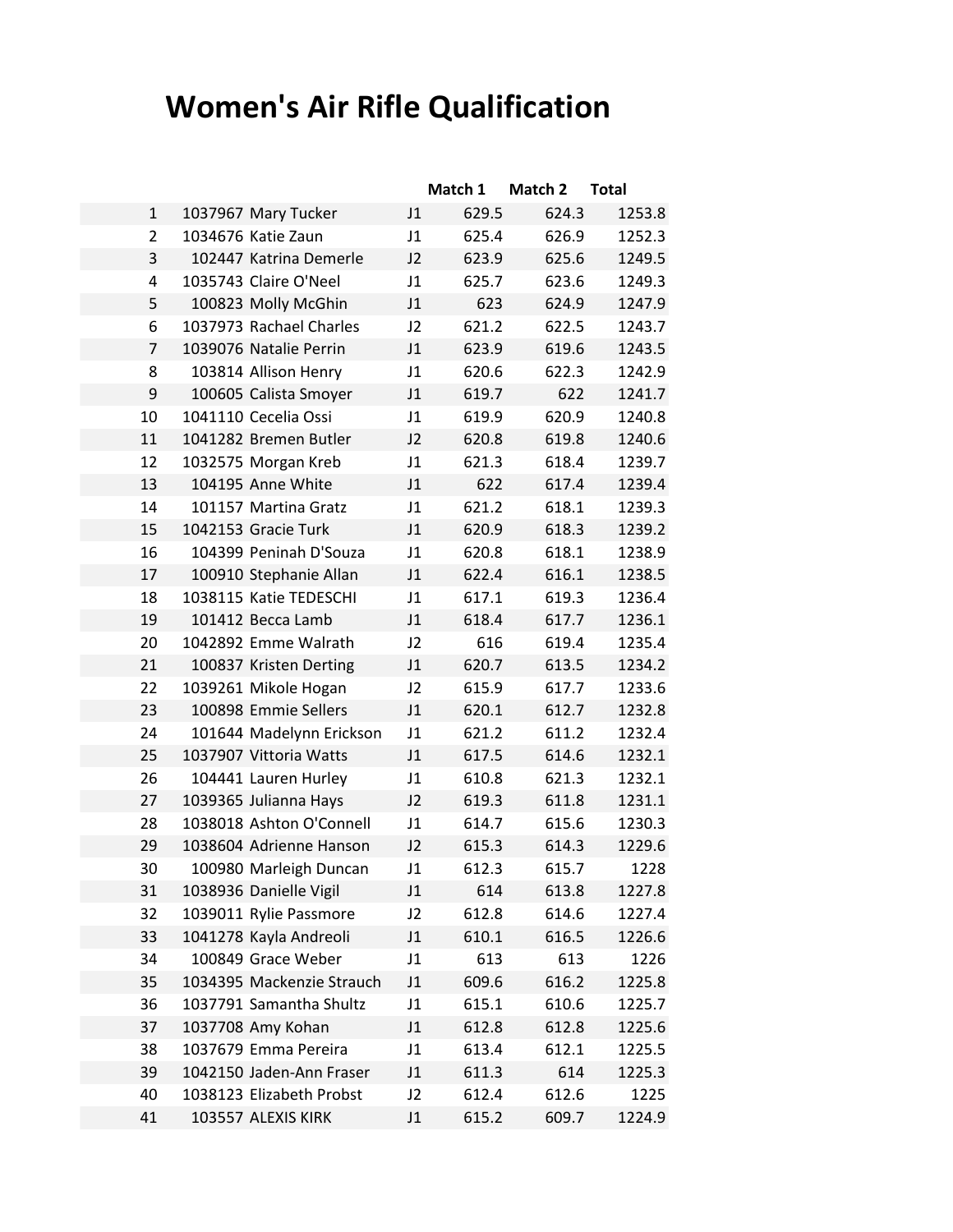# Women's Air Rifle Qualification

| | | | | Match 1 | Match 2 | Total |
|---|---|---|---|---|---|---|
| 1 | 1037967 | Mary Tucker | J1 | 629.5 | 624.3 | 1253.8 |
| 2 | 1034676 | Katie Zaun | J1 | 625.4 | 626.9 | 1252.3 |
| 3 | 102447 | Katrina Demerle | J2 | 623.9 | 625.6 | 1249.5 |
| 4 | 1035743 | Claire O'Neel | J1 | 625.7 | 623.6 | 1249.3 |
| 5 | 100823 | Molly McGhin | J1 | 623 | 624.9 | 1247.9 |
| 6 | 1037973 | Rachael Charles | J2 | 621.2 | 622.5 | 1243.7 |
| 7 | 1039076 | Natalie Perrin | J1 | 623.9 | 619.6 | 1243.5 |
| 8 | 103814 | Allison Henry | J1 | 620.6 | 622.3 | 1242.9 |
| 9 | 100605 | Calista Smoyer | J1 | 619.7 | 622 | 1241.7 |
| 10 | 1041110 | Cecelia Ossi | J1 | 619.9 | 620.9 | 1240.8 |
| 11 | 1041282 | Bremen Butler | J2 | 620.8 | 619.8 | 1240.6 |
| 12 | 1032575 | Morgan Kreb | J1 | 621.3 | 618.4 | 1239.7 |
| 13 | 104195 | Anne White | J1 | 622 | 617.4 | 1239.4 |
| 14 | 101157 | Martina Gratz | J1 | 621.2 | 618.1 | 1239.3 |
| 15 | 1042153 | Gracie Turk | J1 | 620.9 | 618.3 | 1239.2 |
| 16 | 104399 | Peninah D'Souza | J1 | 620.8 | 618.1 | 1238.9 |
| 17 | 100910 | Stephanie Allan | J1 | 622.4 | 616.1 | 1238.5 |
| 18 | 1038115 | Katie TEDESCHI | J1 | 617.1 | 619.3 | 1236.4 |
| 19 | 101412 | Becca Lamb | J1 | 618.4 | 617.7 | 1236.1 |
| 20 | 1042892 | Emme Walrath | J2 | 616 | 619.4 | 1235.4 |
| 21 | 100837 | Kristen Derting | J1 | 620.7 | 613.5 | 1234.2 |
| 22 | 1039261 | Mikole Hogan | J2 | 615.9 | 617.7 | 1233.6 |
| 23 | 100898 | Emmie Sellers | J1 | 620.1 | 612.7 | 1232.8 |
| 24 | 101644 | Madelynn Erickson | J1 | 621.2 | 611.2 | 1232.4 |
| 25 | 1037907 | Vittoria Watts | J1 | 617.5 | 614.6 | 1232.1 |
| 26 | 104441 | Lauren Hurley | J1 | 610.8 | 621.3 | 1232.1 |
| 27 | 1039365 | Julianna Hays | J2 | 619.3 | 611.8 | 1231.1 |
| 28 | 1038018 | Ashton O'Connell | J1 | 614.7 | 615.6 | 1230.3 |
| 29 | 1038604 | Adrienne Hanson | J2 | 615.3 | 614.3 | 1229.6 |
| 30 | 100980 | Marleigh Duncan | J1 | 612.3 | 615.7 | 1228 |
| 31 | 1038936 | Danielle Vigil | J1 | 614 | 613.8 | 1227.8 |
| 32 | 1039011 | Rylie Passmore | J2 | 612.8 | 614.6 | 1227.4 |
| 33 | 1041278 | Kayla Andreoli | J1 | 610.1 | 616.5 | 1226.6 |
| 34 | 100849 | Grace Weber | J1 | 613 | 613 | 1226 |
| 35 | 1034395 | Mackenzie Strauch | J1 | 609.6 | 616.2 | 1225.8 |
| 36 | 1037791 | Samantha Shultz | J1 | 615.1 | 610.6 | 1225.7 |
| 37 | 1037708 | Amy Kohan | J1 | 612.8 | 612.8 | 1225.6 |
| 38 | 1037679 | Emma Pereira | J1 | 613.4 | 612.1 | 1225.5 |
| 39 | 1042150 | Jaden-Ann Fraser | J1 | 611.3 | 614 | 1225.3 |
| 40 | 1038123 | Elizabeth Probst | J2 | 612.4 | 612.6 | 1225 |
| 41 | 103557 | ALEXIS KIRK | J1 | 615.2 | 609.7 | 1224.9 |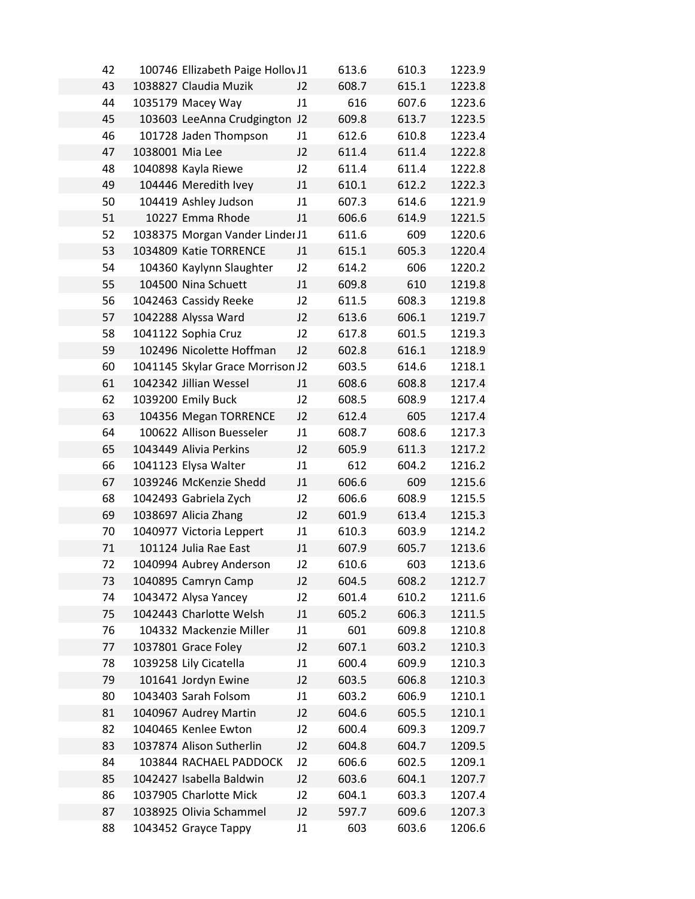| | | | | | | |
|---|---|---|---|---|---|---|
| 42 | 100746 | Ellizabeth Paige Hollov | J1 | 613.6 | 610.3 | 1223.9 |
| 43 | 1038827 | Claudia Muzik | J2 | 608.7 | 615.1 | 1223.8 |
| 44 | 1035179 | Macey Way | J1 | 616 | 607.6 | 1223.6 |
| 45 | 103603 | LeeAnna Crudgington | J2 | 609.8 | 613.7 | 1223.5 |
| 46 | 101728 | Jaden Thompson | J1 | 612.6 | 610.8 | 1223.4 |
| 47 | 1038001 | Mia Lee | J2 | 611.4 | 611.4 | 1222.8 |
| 48 | 1040898 | Kayla Riewe | J2 | 611.4 | 611.4 | 1222.8 |
| 49 | 104446 | Meredith Ivey | J1 | 610.1 | 612.2 | 1222.3 |
| 50 | 104419 | Ashley Judson | J1 | 607.3 | 614.6 | 1221.9 |
| 51 | 10227 | Emma Rhode | J1 | 606.6 | 614.9 | 1221.5 |
| 52 | 1038375 | Morgan Vander Linder | J1 | 611.6 | 609 | 1220.6 |
| 53 | 1034809 | Katie TORRENCE | J1 | 615.1 | 605.3 | 1220.4 |
| 54 | 104360 | Kaylynn Slaughter | J2 | 614.2 | 606 | 1220.2 |
| 55 | 104500 | Nina Schuett | J1 | 609.8 | 610 | 1219.8 |
| 56 | 1042463 | Cassidy Reeke | J2 | 611.5 | 608.3 | 1219.8 |
| 57 | 1042288 | Alyssa Ward | J2 | 613.6 | 606.1 | 1219.7 |
| 58 | 1041122 | Sophia Cruz | J2 | 617.8 | 601.5 | 1219.3 |
| 59 | 102496 | Nicolette Hoffman | J2 | 602.8 | 616.1 | 1218.9 |
| 60 | 1041145 | Skylar Grace Morrison | J2 | 603.5 | 614.6 | 1218.1 |
| 61 | 1042342 | Jillian Wessel | J1 | 608.6 | 608.8 | 1217.4 |
| 62 | 1039200 | Emily Buck | J2 | 608.5 | 608.9 | 1217.4 |
| 63 | 104356 | Megan TORRENCE | J2 | 612.4 | 605 | 1217.4 |
| 64 | 100622 | Allison Buesseler | J1 | 608.7 | 608.6 | 1217.3 |
| 65 | 1043449 | Alivia Perkins | J2 | 605.9 | 611.3 | 1217.2 |
| 66 | 1041123 | Elysa Walter | J1 | 612 | 604.2 | 1216.2 |
| 67 | 1039246 | McKenzie Shedd | J1 | 606.6 | 609 | 1215.6 |
| 68 | 1042493 | Gabriela Zych | J2 | 606.6 | 608.9 | 1215.5 |
| 69 | 1038697 | Alicia Zhang | J2 | 601.9 | 613.4 | 1215.3 |
| 70 | 1040977 | Victoria Leppert | J1 | 610.3 | 603.9 | 1214.2 |
| 71 | 101124 | Julia Rae East | J1 | 607.9 | 605.7 | 1213.6 |
| 72 | 1040994 | Aubrey Anderson | J2 | 610.6 | 603 | 1213.6 |
| 73 | 1040895 | Camryn Camp | J2 | 604.5 | 608.2 | 1212.7 |
| 74 | 1043472 | Alysa Yancey | J2 | 601.4 | 610.2 | 1211.6 |
| 75 | 1042443 | Charlotte Welsh | J1 | 605.2 | 606.3 | 1211.5 |
| 76 | 104332 | Mackenzie Miller | J1 | 601 | 609.8 | 1210.8 |
| 77 | 1037801 | Grace Foley | J2 | 607.1 | 603.2 | 1210.3 |
| 78 | 1039258 | Lily Cicatella | J1 | 600.4 | 609.9 | 1210.3 |
| 79 | 101641 | Jordyn Ewine | J2 | 603.5 | 606.8 | 1210.3 |
| 80 | 1043403 | Sarah Folsom | J1 | 603.2 | 606.9 | 1210.1 |
| 81 | 1040967 | Audrey Martin | J2 | 604.6 | 605.5 | 1210.1 |
| 82 | 1040465 | Kenlee Ewton | J2 | 600.4 | 609.3 | 1209.7 |
| 83 | 1037874 | Alison Sutherlin | J2 | 604.8 | 604.7 | 1209.5 |
| 84 | 103844 | RACHAEL PADDOCK | J2 | 606.6 | 602.5 | 1209.1 |
| 85 | 1042427 | Isabella Baldwin | J2 | 603.6 | 604.1 | 1207.7 |
| 86 | 1037905 | Charlotte Mick | J2 | 604.1 | 603.3 | 1207.4 |
| 87 | 1038925 | Olivia Schammel | J2 | 597.7 | 609.6 | 1207.3 |
| 88 | 1043452 | Grayce Tappy | J1 | 603 | 603.6 | 1206.6 |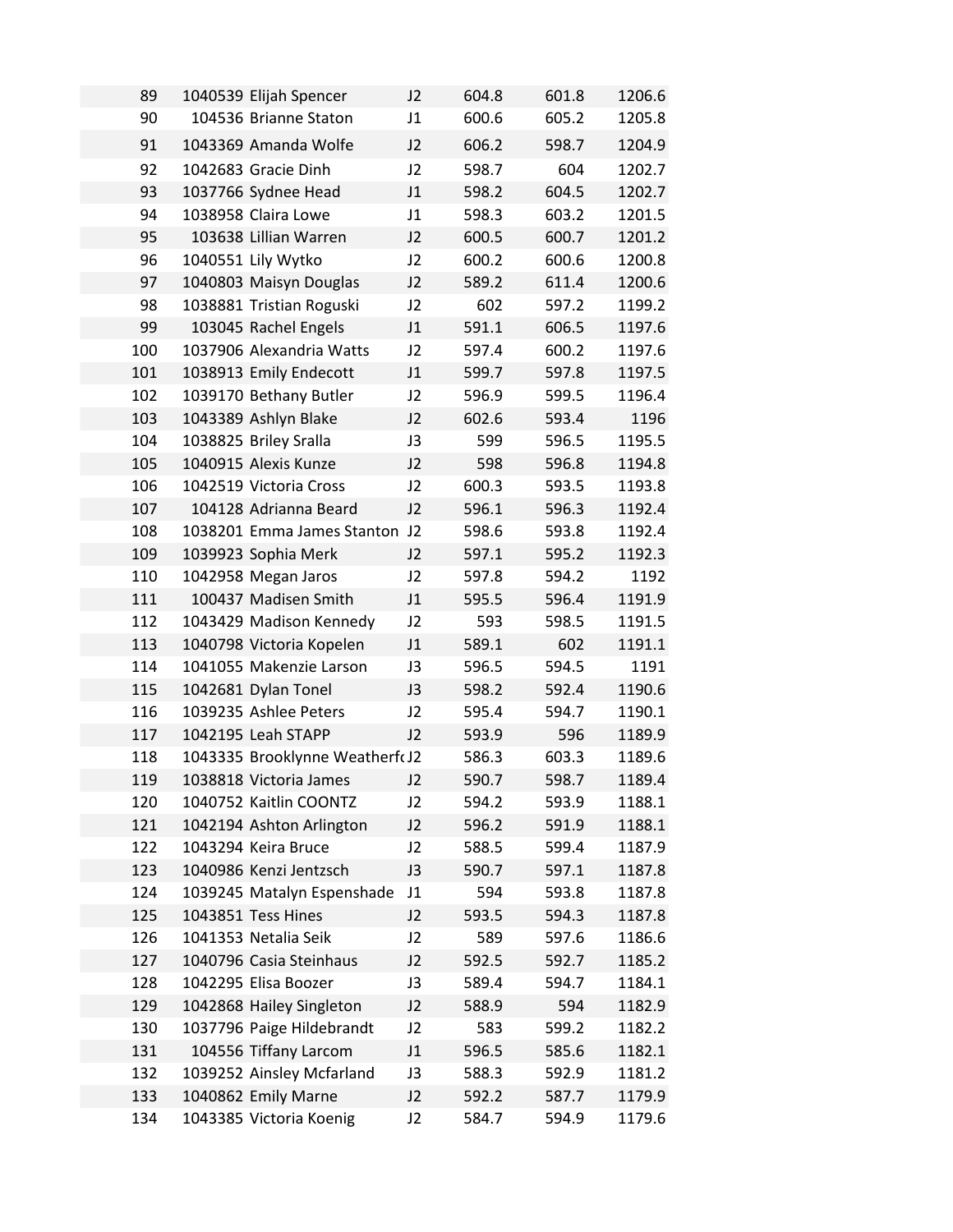| | | | | | |
|---|---|---|---|---|---|
| 89 | 1040539 Elijah Spencer | J2 | 604.8 | 601.8 | 1206.6 |
| 90 | 104536 Brianne Staton | J1 | 600.6 | 605.2 | 1205.8 |
| 91 | 1043369 Amanda Wolfe | J2 | 606.2 | 598.7 | 1204.9 |
| 92 | 1042683 Gracie Dinh | J2 | 598.7 | 604 | 1202.7 |
| 93 | 1037766 Sydnee Head | J1 | 598.2 | 604.5 | 1202.7 |
| 94 | 1038958 Claira Lowe | J1 | 598.3 | 603.2 | 1201.5 |
| 95 | 103638 Lillian Warren | J2 | 600.5 | 600.7 | 1201.2 |
| 96 | 1040551 Lily Wytko | J2 | 600.2 | 600.6 | 1200.8 |
| 97 | 1040803 Maisyn Douglas | J2 | 589.2 | 611.4 | 1200.6 |
| 98 | 1038881 Tristian Roguski | J2 | 602 | 597.2 | 1199.2 |
| 99 | 103045 Rachel Engels | J1 | 591.1 | 606.5 | 1197.6 |
| 100 | 1037906 Alexandria Watts | J2 | 597.4 | 600.2 | 1197.6 |
| 101 | 1038913 Emily Endecott | J1 | 599.7 | 597.8 | 1197.5 |
| 102 | 1039170 Bethany Butler | J2 | 596.9 | 599.5 | 1196.4 |
| 103 | 1043389 Ashlyn Blake | J2 | 602.6 | 593.4 | 1196 |
| 104 | 1038825 Briley Sralla | J3 | 599 | 596.5 | 1195.5 |
| 105 | 1040915 Alexis Kunze | J2 | 598 | 596.8 | 1194.8 |
| 106 | 1042519 Victoria Cross | J2 | 600.3 | 593.5 | 1193.8 |
| 107 | 104128 Adrianna Beard | J2 | 596.1 | 596.3 | 1192.4 |
| 108 | 1038201 Emma James Stanton | J2 | 598.6 | 593.8 | 1192.4 |
| 109 | 1039923 Sophia Merk | J2 | 597.1 | 595.2 | 1192.3 |
| 110 | 1042958 Megan Jaros | J2 | 597.8 | 594.2 | 1192 |
| 111 | 100437 Madisen Smith | J1 | 595.5 | 596.4 | 1191.9 |
| 112 | 1043429 Madison Kennedy | J2 | 593 | 598.5 | 1191.5 |
| 113 | 1040798 Victoria Kopelen | J1 | 589.1 | 602 | 1191.1 |
| 114 | 1041055 Makenzie Larson | J3 | 596.5 | 594.5 | 1191 |
| 115 | 1042681 Dylan Tonel | J3 | 598.2 | 592.4 | 1190.6 |
| 116 | 1039235 Ashlee Peters | J2 | 595.4 | 594.7 | 1190.1 |
| 117 | 1042195 Leah STAPP | J2 | 593.9 | 596 | 1189.9 |
| 118 | 1043335 Brooklynne Weatherf | J2 | 586.3 | 603.3 | 1189.6 |
| 119 | 1038818 Victoria James | J2 | 590.7 | 598.7 | 1189.4 |
| 120 | 1040752 Kaitlin COONTZ | J2 | 594.2 | 593.9 | 1188.1 |
| 121 | 1042194 Ashton Arlington | J2 | 596.2 | 591.9 | 1188.1 |
| 122 | 1043294 Keira Bruce | J2 | 588.5 | 599.4 | 1187.9 |
| 123 | 1040986 Kenzi Jentzsch | J3 | 590.7 | 597.1 | 1187.8 |
| 124 | 1039245 Matalyn Espenshade | J1 | 594 | 593.8 | 1187.8 |
| 125 | 1043851 Tess Hines | J2 | 593.5 | 594.3 | 1187.8 |
| 126 | 1041353 Netalia Seik | J2 | 589 | 597.6 | 1186.6 |
| 127 | 1040796 Casia Steinhaus | J2 | 592.5 | 592.7 | 1185.2 |
| 128 | 1042295 Elisa Boozer | J3 | 589.4 | 594.7 | 1184.1 |
| 129 | 1042868 Hailey Singleton | J2 | 588.9 | 594 | 1182.9 |
| 130 | 1037796 Paige Hildebrandt | J2 | 583 | 599.2 | 1182.2 |
| 131 | 104556 Tiffany Larcom | J1 | 596.5 | 585.6 | 1182.1 |
| 132 | 1039252 Ainsley Mcfarland | J3 | 588.3 | 592.9 | 1181.2 |
| 133 | 1040862 Emily Marne | J2 | 592.2 | 587.7 | 1179.9 |
| 134 | 1043385 Victoria Koenig | J2 | 584.7 | 594.9 | 1179.6 |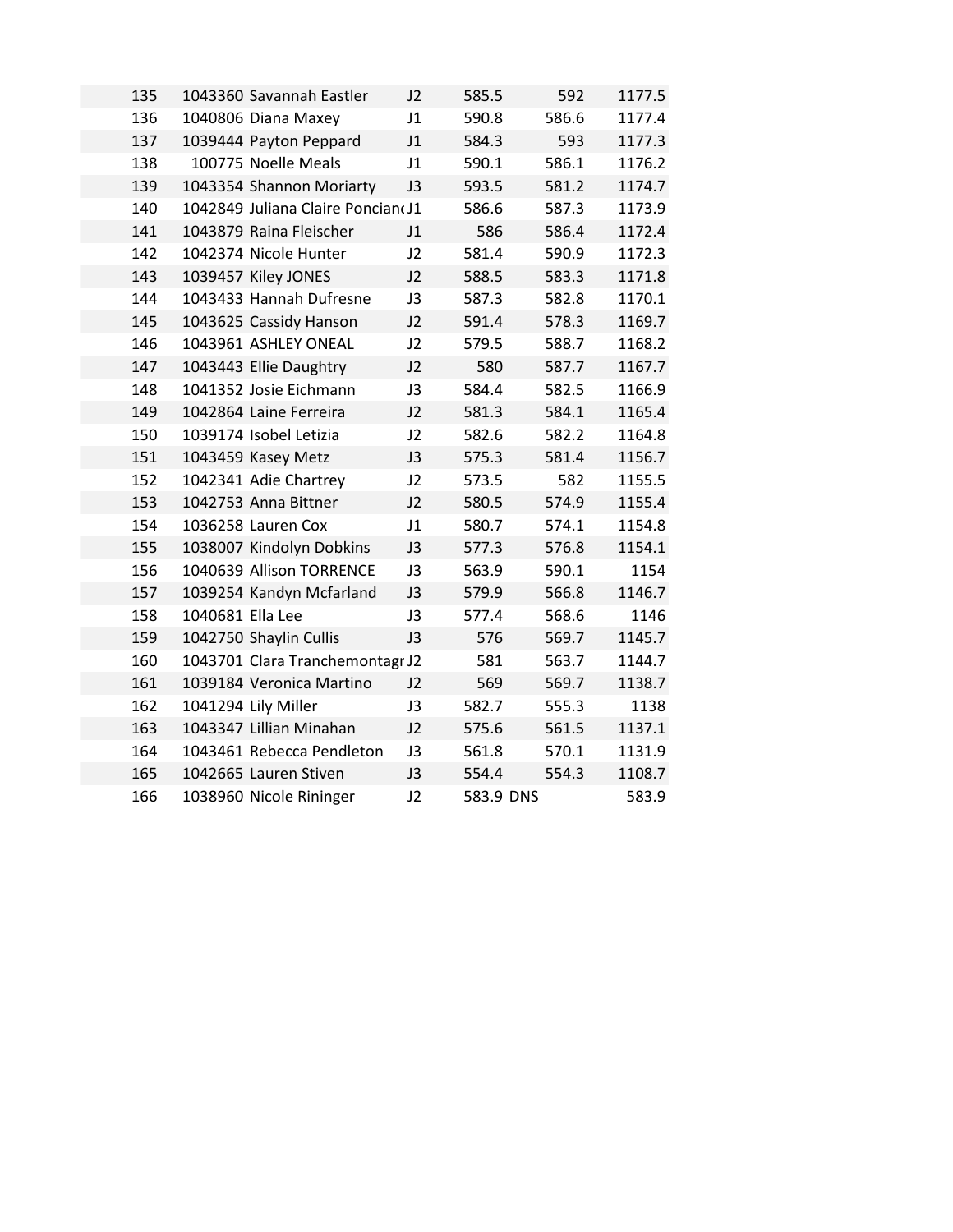| | | | | | | |
|---|---|---|---|---|---|---|
| 135 | 1043360 | Savannah Eastler | J2 | 585.5 | 592 | 1177.5 |
| 136 | 1040806 | Diana Maxey | J1 | 590.8 | 586.6 | 1177.4 |
| 137 | 1039444 | Payton Peppard | J1 | 584.3 | 593 | 1177.3 |
| 138 | 100775 | Noelle Meals | J1 | 590.1 | 586.1 | 1176.2 |
| 139 | 1043354 | Shannon Moriarty | J3 | 593.5 | 581.2 | 1174.7 |
| 140 | 1042849 | Juliana Claire Ponciano | J1 | 586.6 | 587.3 | 1173.9 |
| 141 | 1043879 | Raina Fleischer | J1 | 586 | 586.4 | 1172.4 |
| 142 | 1042374 | Nicole Hunter | J2 | 581.4 | 590.9 | 1172.3 |
| 143 | 1039457 | Kiley JONES | J2 | 588.5 | 583.3 | 1171.8 |
| 144 | 1043433 | Hannah Dufresne | J3 | 587.3 | 582.8 | 1170.1 |
| 145 | 1043625 | Cassidy Hanson | J2 | 591.4 | 578.3 | 1169.7 |
| 146 | 1043961 | ASHLEY ONEAL | J2 | 579.5 | 588.7 | 1168.2 |
| 147 | 1043443 | Ellie Daughtry | J2 | 580 | 587.7 | 1167.7 |
| 148 | 1041352 | Josie Eichmann | J3 | 584.4 | 582.5 | 1166.9 |
| 149 | 1042864 | Laine Ferreira | J2 | 581.3 | 584.1 | 1165.4 |
| 150 | 1039174 | Isobel Letizia | J2 | 582.6 | 582.2 | 1164.8 |
| 151 | 1043459 | Kasey Metz | J3 | 575.3 | 581.4 | 1156.7 |
| 152 | 1042341 | Adie Chartrey | J2 | 573.5 | 582 | 1155.5 |
| 153 | 1042753 | Anna Bittner | J2 | 580.5 | 574.9 | 1155.4 |
| 154 | 1036258 | Lauren Cox | J1 | 580.7 | 574.1 | 1154.8 |
| 155 | 1038007 | Kindolyn Dobkins | J3 | 577.3 | 576.8 | 1154.1 |
| 156 | 1040639 | Allison TORRENCE | J3 | 563.9 | 590.1 | 1154 |
| 157 | 1039254 | Kandyn Mcfarland | J3 | 579.9 | 566.8 | 1146.7 |
| 158 | 1040681 | Ella Lee | J3 | 577.4 | 568.6 | 1146 |
| 159 | 1042750 | Shaylin Cullis | J3 | 576 | 569.7 | 1145.7 |
| 160 | 1043701 | Clara Tranchemontagr | J2 | 581 | 563.7 | 1144.7 |
| 161 | 1039184 | Veronica Martino | J2 | 569 | 569.7 | 1138.7 |
| 162 | 1041294 | Lily Miller | J3 | 582.7 | 555.3 | 1138 |
| 163 | 1043347 | Lillian Minahan | J2 | 575.6 | 561.5 | 1137.1 |
| 164 | 1043461 | Rebecca Pendleton | J3 | 561.8 | 570.1 | 1131.9 |
| 165 | 1042665 | Lauren Stiven | J3 | 554.4 | 554.3 | 1108.7 |
| 166 | 1038960 | Nicole Rininger | J2 | 583.9 | DNS | 583.9 |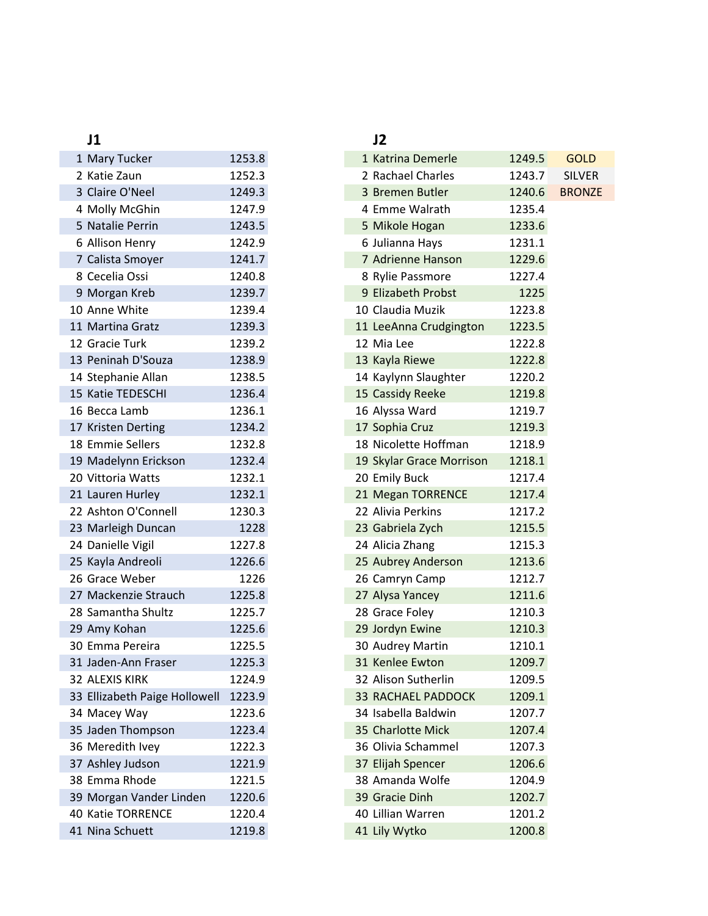## J1

| Rank | Name | Score |
|---|---|---|
| 1 | Mary Tucker | 1253.8 |
| 2 | Katie Zaun | 1252.3 |
| 3 | Claire O'Neel | 1249.3 |
| 4 | Molly McGhin | 1247.9 |
| 5 | Natalie Perrin | 1243.5 |
| 6 | Allison Henry | 1242.9 |
| 7 | Calista Smoyer | 1241.7 |
| 8 | Cecelia Ossi | 1240.8 |
| 9 | Morgan Kreb | 1239.7 |
| 10 | Anne White | 1239.4 |
| 11 | Martina Gratz | 1239.3 |
| 12 | Gracie Turk | 1239.2 |
| 13 | Peninah D'Souza | 1238.9 |
| 14 | Stephanie Allan | 1238.5 |
| 15 | Katie TEDESCHI | 1236.4 |
| 16 | Becca Lamb | 1236.1 |
| 17 | Kristen Derting | 1234.2 |
| 18 | Emmie Sellers | 1232.8 |
| 19 | Madelynn Erickson | 1232.4 |
| 20 | Vittoria Watts | 1232.1 |
| 21 | Lauren Hurley | 1232.1 |
| 22 | Ashton O'Connell | 1230.3 |
| 23 | Marleigh Duncan | 1228 |
| 24 | Danielle Vigil | 1227.8 |
| 25 | Kayla Andreoli | 1226.6 |
| 26 | Grace Weber | 1226 |
| 27 | Mackenzie Strauch | 1225.8 |
| 28 | Samantha Shultz | 1225.7 |
| 29 | Amy Kohan | 1225.6 |
| 30 | Emma Pereira | 1225.5 |
| 31 | Jaden-Ann Fraser | 1225.3 |
| 32 | ALEXIS KIRK | 1224.9 |
| 33 | Ellizabeth Paige Hollowell | 1223.9 |
| 34 | Macey Way | 1223.6 |
| 35 | Jaden Thompson | 1223.4 |
| 36 | Meredith Ivey | 1222.3 |
| 37 | Ashley Judson | 1221.9 |
| 38 | Emma Rhode | 1221.5 |
| 39 | Morgan Vander Linden | 1220.6 |
| 40 | Katie TORRENCE | 1220.4 |
| 41 | Nina Schuett | 1219.8 |

## J2

| Rank | Name | Score | Medal |
|---|---|---|---|
| 1 | Katrina Demerle | 1249.5 | GOLD |
| 2 | Rachael Charles | 1243.7 | SILVER |
| 3 | Bremen Butler | 1240.6 | BRONZE |
| 4 | Emme Walrath | 1235.4 | |
| 5 | Mikole Hogan | 1233.6 | |
| 6 | Julianna Hays | 1231.1 | |
| 7 | Adrienne Hanson | 1229.6 | |
| 8 | Rylie Passmore | 1227.4 | |
| 9 | Elizabeth Probst | 1225 | |
| 10 | Claudia Muzik | 1223.8 | |
| 11 | LeeAnna Crudgington | 1223.5 | |
| 12 | Mia Lee | 1222.8 | |
| 13 | Kayla Riewe | 1222.8 | |
| 14 | Kaylynn Slaughter | 1220.2 | |
| 15 | Cassidy Reeke | 1219.8 | |
| 16 | Alyssa Ward | 1219.7 | |
| 17 | Sophia Cruz | 1219.3 | |
| 18 | Nicolette Hoffman | 1218.9 | |
| 19 | Skylar Grace Morrison | 1218.1 | |
| 20 | Emily Buck | 1217.4 | |
| 21 | Megan TORRENCE | 1217.4 | |
| 22 | Alivia Perkins | 1217.2 | |
| 23 | Gabriela Zych | 1215.5 | |
| 24 | Alicia Zhang | 1215.3 | |
| 25 | Aubrey Anderson | 1213.6 | |
| 26 | Camryn Camp | 1212.7 | |
| 27 | Alysa Yancey | 1211.6 | |
| 28 | Grace Foley | 1210.3 | |
| 29 | Jordyn Ewine | 1210.3 | |
| 30 | Audrey Martin | 1210.1 | |
| 31 | Kenlee Ewton | 1209.7 | |
| 32 | Alison Sutherlin | 1209.5 | |
| 33 | RACHAEL PADDOCK | 1209.1 | |
| 34 | Isabella Baldwin | 1207.7 | |
| 35 | Charlotte Mick | 1207.4 | |
| 36 | Olivia Schammel | 1207.3 | |
| 37 | Elijah Spencer | 1206.6 | |
| 38 | Amanda Wolfe | 1204.9 | |
| 39 | Gracie Dinh | 1202.7 | |
| 40 | Lillian Warren | 1201.2 | |
| 41 | Lily Wytko | 1200.8 | |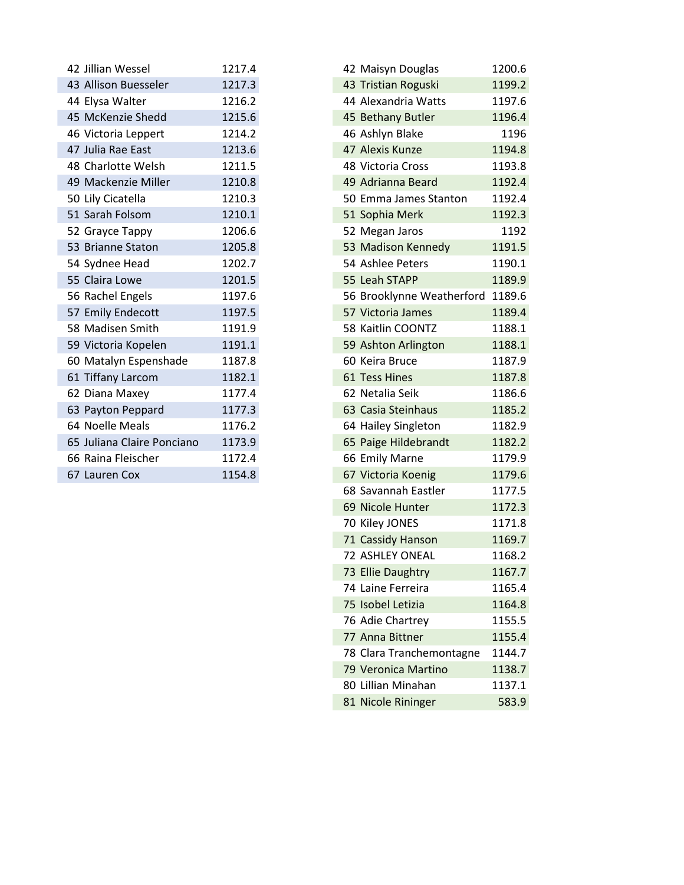| Rank | Name | Score |
|---|---|---|
| 42 | Jillian Wessel | 1217.4 |
| 43 | Allison Buesseler | 1217.3 |
| 44 | Elysa Walter | 1216.2 |
| 45 | McKenzie Shedd | 1215.6 |
| 46 | Victoria Leppert | 1214.2 |
| 47 | Julia Rae East | 1213.6 |
| 48 | Charlotte Welsh | 1211.5 |
| 49 | Mackenzie Miller | 1210.8 |
| 50 | Lily Cicatella | 1210.3 |
| 51 | Sarah Folsom | 1210.1 |
| 52 | Grayce Tappy | 1206.6 |
| 53 | Brianne Staton | 1205.8 |
| 54 | Sydnee Head | 1202.7 |
| 55 | Claira Lowe | 1201.5 |
| 56 | Rachel Engels | 1197.6 |
| 57 | Emily Endecott | 1197.5 |
| 58 | Madisen Smith | 1191.9 |
| 59 | Victoria Kopelen | 1191.1 |
| 60 | Matalyn Espenshade | 1187.8 |
| 61 | Tiffany Larcom | 1182.1 |
| 62 | Diana Maxey | 1177.4 |
| 63 | Payton Peppard | 1177.3 |
| 64 | Noelle Meals | 1176.2 |
| 65 | Juliana Claire Ponciano | 1173.9 |
| 66 | Raina Fleischer | 1172.4 |
| 67 | Lauren Cox | 1154.8 |

| Rank | Name | Score |
|---|---|---|
| 42 | Maisyn Douglas | 1200.6 |
| 43 | Tristian Roguski | 1199.2 |
| 44 | Alexandria Watts | 1197.6 |
| 45 | Bethany Butler | 1196.4 |
| 46 | Ashlyn Blake | 1196 |
| 47 | Alexis Kunze | 1194.8 |
| 48 | Victoria Cross | 1193.8 |
| 49 | Adrianna Beard | 1192.4 |
| 50 | Emma James Stanton | 1192.4 |
| 51 | Sophia Merk | 1192.3 |
| 52 | Megan Jaros | 1192 |
| 53 | Madison Kennedy | 1191.5 |
| 54 | Ashlee Peters | 1190.1 |
| 55 | Leah STAPP | 1189.9 |
| 56 | Brooklynne Weatherford | 1189.6 |
| 57 | Victoria James | 1189.4 |
| 58 | Kaitlin COONTZ | 1188.1 |
| 59 | Ashton Arlington | 1188.1 |
| 60 | Keira Bruce | 1187.9 |
| 61 | Tess Hines | 1187.8 |
| 62 | Netalia Seik | 1186.6 |
| 63 | Casia Steinhaus | 1185.2 |
| 64 | Hailey Singleton | 1182.9 |
| 65 | Paige Hildebrandt | 1182.2 |
| 66 | Emily Marne | 1179.9 |
| 67 | Victoria Koenig | 1179.6 |
| 68 | Savannah Eastler | 1177.5 |
| 69 | Nicole Hunter | 1172.3 |
| 70 | Kiley JONES | 1171.8 |
| 71 | Cassidy Hanson | 1169.7 |
| 72 | ASHLEY ONEAL | 1168.2 |
| 73 | Ellie Daughtry | 1167.7 |
| 74 | Laine Ferreira | 1165.4 |
| 75 | Isobel Letizia | 1164.8 |
| 76 | Adie Chartrey | 1155.5 |
| 77 | Anna Bittner | 1155.4 |
| 78 | Clara Tranchemontagne | 1144.7 |
| 79 | Veronica Martino | 1138.7 |
| 80 | Lillian Minahan | 1137.1 |
| 81 | Nicole Rininger | 583.9 |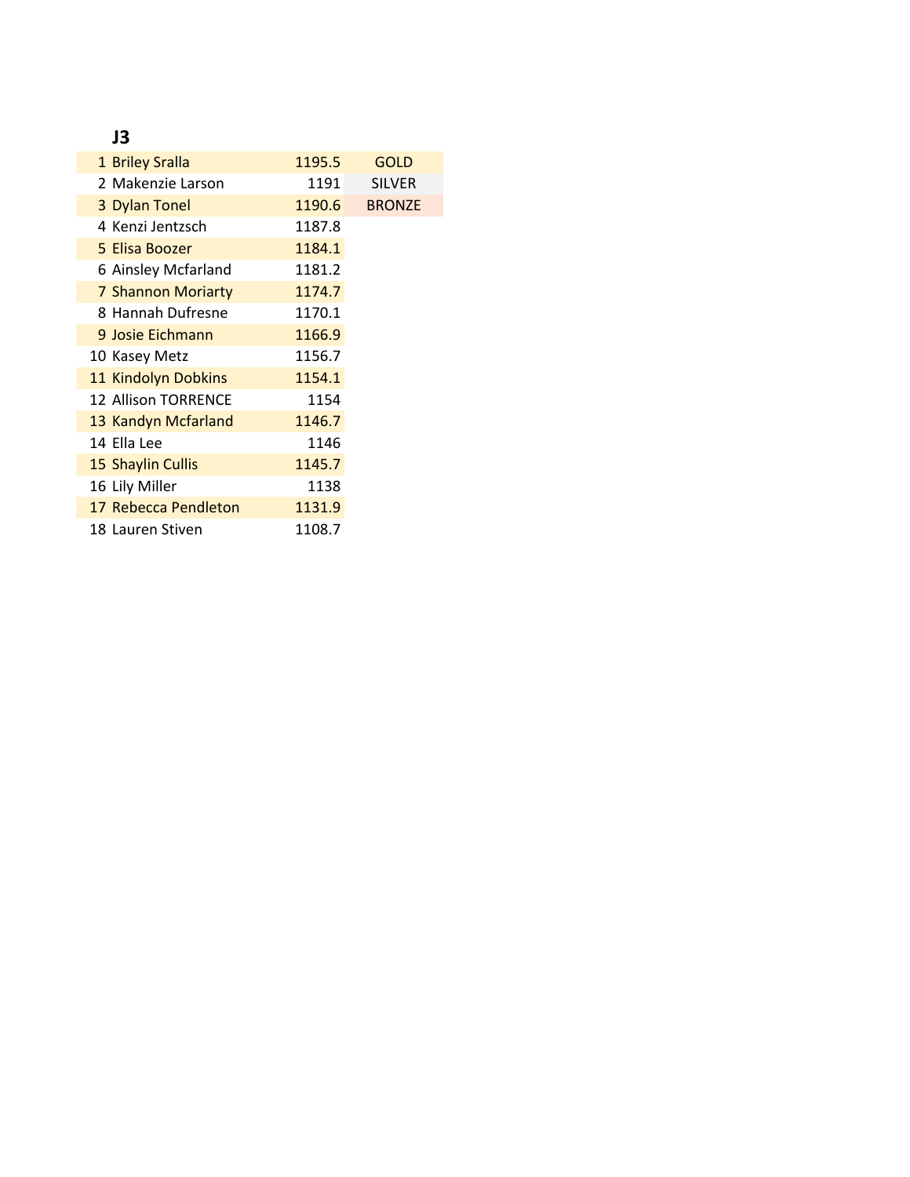## J3

| Rank | Name | Score | Medal |
|---|---|---|---|
| 1 | Briley Sralla | 1195.5 | GOLD |
| 2 | Makenzie Larson | 1191 | SILVER |
| 3 | Dylan Tonel | 1190.6 | BRONZE |
| 4 | Kenzi Jentzsch | 1187.8 | |
| 5 | Elisa Boozer | 1184.1 | |
| 6 | Ainsley Mcfarland | 1181.2 | |
| 7 | Shannon Moriarty | 1174.7 | |
| 8 | Hannah Dufresne | 1170.1 | |
| 9 | Josie Eichmann | 1166.9 | |
| 10 | Kasey Metz | 1156.7 | |
| 11 | Kindolyn Dobkins | 1154.1 | |
| 12 | Allison TORRENCE | 1154 | |
| 13 | Kandyn Mcfarland | 1146.7 | |
| 14 | Ella Lee | 1146 | |
| 15 | Shaylin Cullis | 1145.7 | |
| 16 | Lily Miller | 1138 | |
| 17 | Rebecca Pendleton | 1131.9 | |
| 18 | Lauren Stiven | 1108.7 | |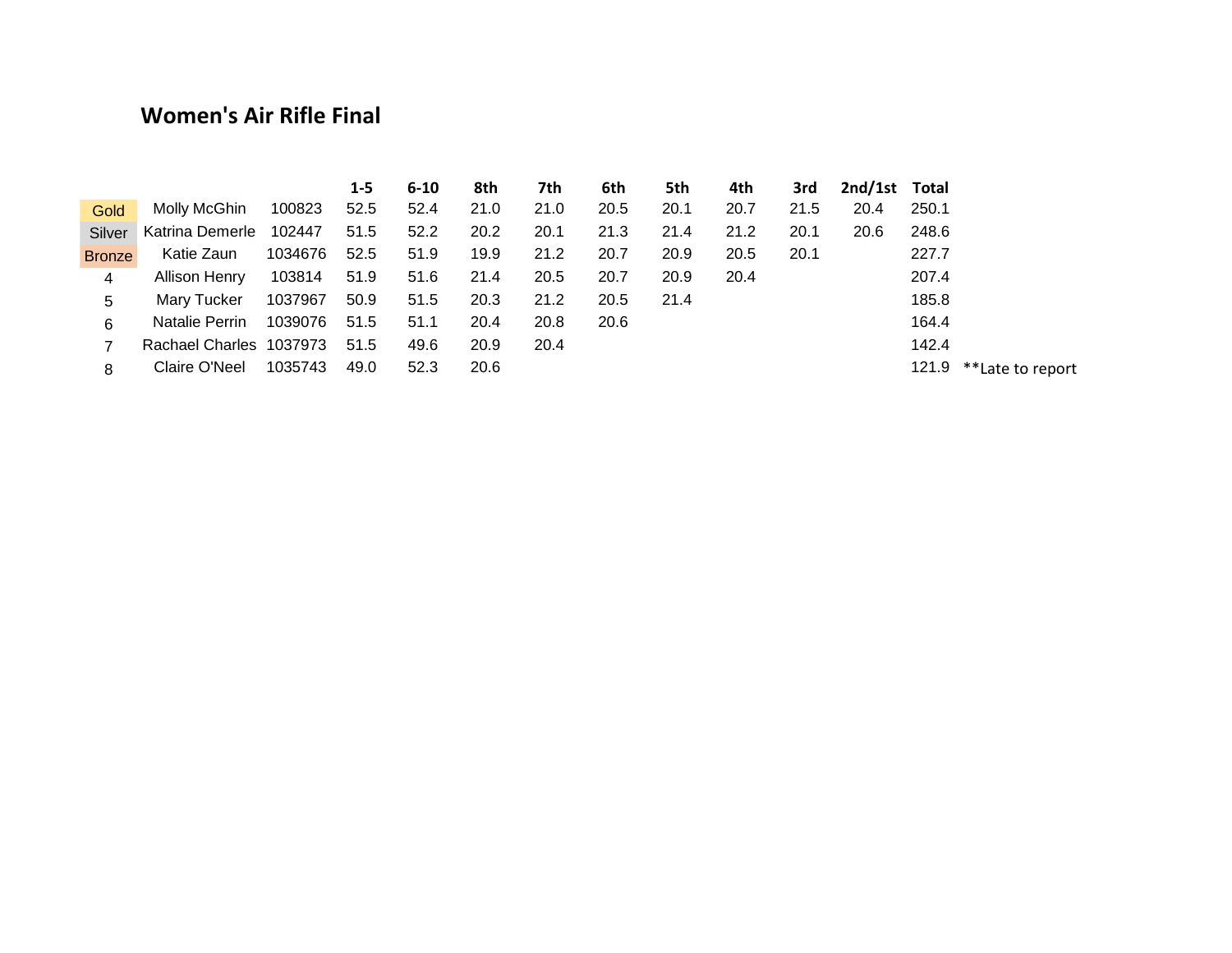# Women's Air Rifle Final

| | | | 1-5 | 6-10 | 8th | 7th | 6th | 5th | 4th | 3rd | 2nd/1st | Total | |
|---|---|---|---|---|---|---|---|---|---|---|---|---|---|
| Gold | Molly McGhin | 100823 | 52.5 | 52.4 | 21.0 | 21.0 | 20.5 | 20.1 | 20.7 | 21.5 | 20.4 | 250.1 | |
| Silver | Katrina Demerle | 102447 | 51.5 | 52.2 | 20.2 | 20.1 | 21.3 | 21.4 | 21.2 | 20.1 | 20.6 | 248.6 | |
| Bronze | Katie Zaun | 1034676 | 52.5 | 51.9 | 19.9 | 21.2 | 20.7 | 20.9 | 20.5 | 20.1 | | 227.7 | |
| 4 | Allison Henry | 103814 | 51.9 | 51.6 | 21.4 | 20.5 | 20.7 | 20.9 | 20.4 | | | 207.4 | |
| 5 | Mary Tucker | 1037967 | 50.9 | 51.5 | 20.3 | 21.2 | 20.5 | 21.4 | | | | 185.8 | |
| 6 | Natalie Perrin | 1039076 | 51.5 | 51.1 | 20.4 | 20.8 | 20.6 | | | | | 164.4 | |
| 7 | Rachael Charles | 1037973 | 51.5 | 49.6 | 20.9 | 20.4 | | | | | | 142.4 | |
| 8 | Claire O'Neel | 1035743 | 49.0 | 52.3 | 20.6 | | | | | | | 121.9 | **Late to report |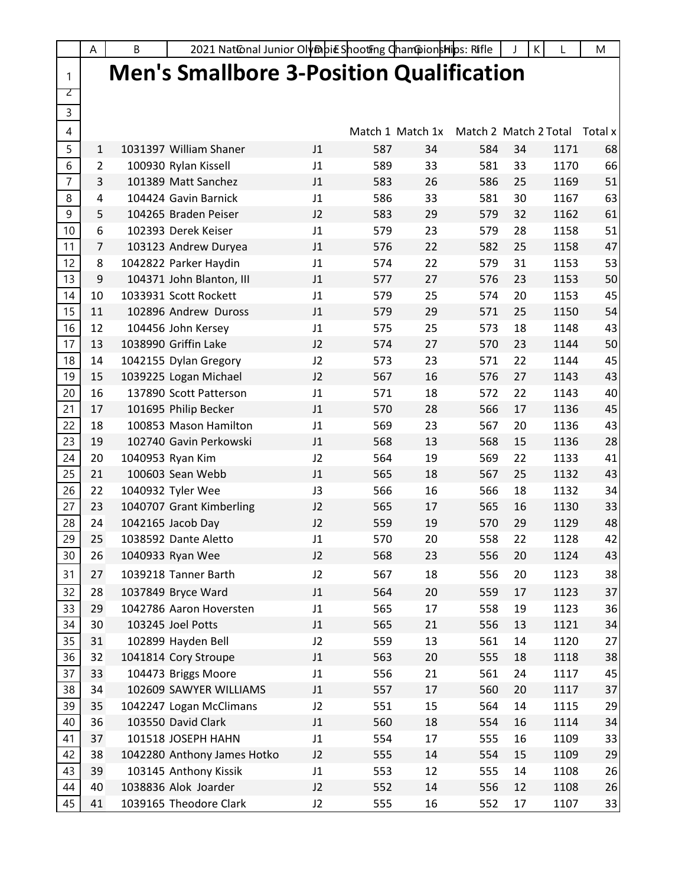# Men's Smallbore 3-Position Qualification

| | | | | Match 1 | Match 1x | Match 2 | Match 2 | Total | Total x |
|---|---|---|---|---|---|---|---|---|---|
| 1 | 1031397 | William Shaner | J1 | 587 | 34 | 584 | 34 | 1171 | 68 |
| 2 | 100930 | Rylan Kissell | J1 | 589 | 33 | 581 | 33 | 1170 | 66 |
| 3 | 101389 | Matt Sanchez | J1 | 583 | 26 | 586 | 25 | 1169 | 51 |
| 4 | 104424 | Gavin Barnick | J1 | 586 | 33 | 581 | 30 | 1167 | 63 |
| 5 | 104265 | Braden Peiser | J2 | 583 | 29 | 579 | 32 | 1162 | 61 |
| 6 | 102393 | Derek Keiser | J1 | 579 | 23 | 579 | 28 | 1158 | 51 |
| 7 | 103123 | Andrew Duryea | J1 | 576 | 22 | 582 | 25 | 1158 | 47 |
| 8 | 1042822 | Parker Haydin | J1 | 574 | 22 | 579 | 31 | 1153 | 53 |
| 9 | 104371 | John Blanton, III | J1 | 577 | 27 | 576 | 23 | 1153 | 50 |
| 10 | 1033931 | Scott Rockett | J1 | 579 | 25 | 574 | 20 | 1153 | 45 |
| 11 | 102896 | Andrew  Duross | J1 | 579 | 29 | 571 | 25 | 1150 | 54 |
| 12 | 104456 | John Kersey | J1 | 575 | 25 | 573 | 18 | 1148 | 43 |
| 13 | 1038990 | Griffin Lake | J2 | 574 | 27 | 570 | 23 | 1144 | 50 |
| 14 | 1042155 | Dylan Gregory | J2 | 573 | 23 | 571 | 22 | 1144 | 45 |
| 15 | 1039225 | Logan Michael | J2 | 567 | 16 | 576 | 27 | 1143 | 43 |
| 16 | 137890 | Scott Patterson | J1 | 571 | 18 | 572 | 22 | 1143 | 40 |
| 17 | 101695 | Philip Becker | J1 | 570 | 28 | 566 | 17 | 1136 | 45 |
| 18 | 100853 | Mason Hamilton | J1 | 569 | 23 | 567 | 20 | 1136 | 43 |
| 19 | 102740 | Gavin Perkowski | J1 | 568 | 13 | 568 | 15 | 1136 | 28 |
| 20 | 1040953 | Ryan Kim | J2 | 564 | 19 | 569 | 22 | 1133 | 41 |
| 21 | 100603 | Sean Webb | J1 | 565 | 18 | 567 | 25 | 1132 | 43 |
| 22 | 1040932 | Tyler Wee | J3 | 566 | 16 | 566 | 18 | 1132 | 34 |
| 23 | 1040707 | Grant Kimberling | J2 | 565 | 17 | 565 | 16 | 1130 | 33 |
| 24 | 1042165 | Jacob Day | J2 | 559 | 19 | 570 | 29 | 1129 | 48 |
| 25 | 1038592 | Dante Aletto | J1 | 570 | 20 | 558 | 22 | 1128 | 42 |
| 26 | 1040933 | Ryan Wee | J2 | 568 | 23 | 556 | 20 | 1124 | 43 |
| 27 | 1039218 | Tanner Barth | J2 | 567 | 18 | 556 | 20 | 1123 | 38 |
| 28 | 1037849 | Bryce Ward | J1 | 564 | 20 | 559 | 17 | 1123 | 37 |
| 29 | 1042786 | Aaron Hoversten | J1 | 565 | 17 | 558 | 19 | 1123 | 36 |
| 30 | 103245 | Joel Potts | J1 | 565 | 21 | 556 | 13 | 1121 | 34 |
| 31 | 102899 | Hayden Bell | J2 | 559 | 13 | 561 | 14 | 1120 | 27 |
| 32 | 1041814 | Cory Stroupe | J1 | 563 | 20 | 555 | 18 | 1118 | 38 |
| 33 | 104473 | Briggs Moore | J1 | 556 | 21 | 561 | 24 | 1117 | 45 |
| 34 | 102609 | SAWYER WILLIAMS | J1 | 557 | 17 | 560 | 20 | 1117 | 37 |
| 35 | 1042247 | Logan McClimans | J2 | 551 | 15 | 564 | 14 | 1115 | 29 |
| 36 | 103550 | David Clark | J1 | 560 | 18 | 554 | 16 | 1114 | 34 |
| 37 | 101518 | JOSEPH HAHN | J1 | 554 | 17 | 555 | 16 | 1109 | 33 |
| 38 | 1042280 | Anthony James Hotko | J2 | 555 | 14 | 554 | 15 | 1109 | 29 |
| 39 | 103145 | Anthony Kissik | J1 | 553 | 12 | 555 | 14 | 1108 | 26 |
| 40 | 1038836 | Alok  Joarder | J2 | 552 | 14 | 556 | 12 | 1108 | 26 |
| 41 | 1039165 | Theodore Clark | J2 | 555 | 16 | 552 | 17 | 1107 | 33 |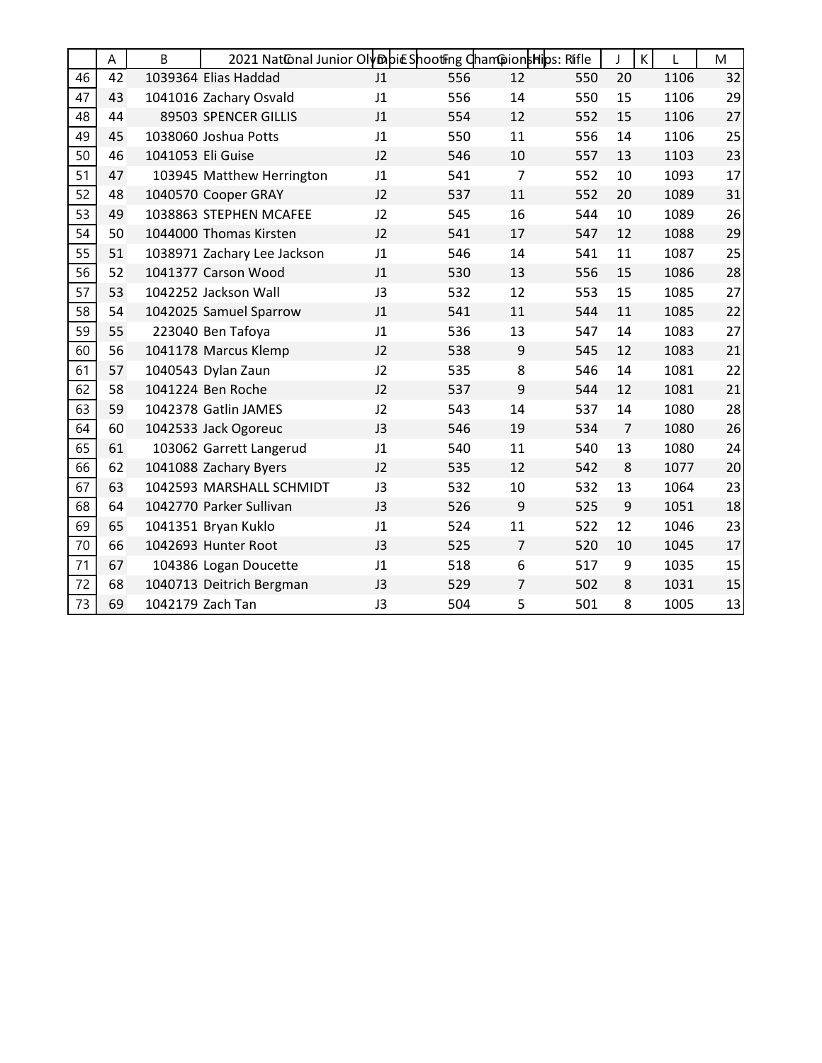| | A | B | C | D | E | F | G | H | I | J | K | L | M |
|---|---|---|---|---|---|---|---|---|---|---|---|---|---|
| | | | 2021 National Junior Olympic Shooting Championships: Rifle | | | | | | | | | | |
| 46 | 42 | 1039364 | Elias Haddad | J1 | | 556 | 12 | | 550 | 20 | | 1106 | 32 |
| 47 | 43 | 1041016 | Zachary Osvald | J1 | | 556 | 14 | | 550 | 15 | | 1106 | 29 |
| 48 | 44 | 89503 | SPENCER GILLIS | J1 | | 554 | 12 | | 552 | 15 | | 1106 | 27 |
| 49 | 45 | 1038060 | Joshua Potts | J1 | | 550 | 11 | | 556 | 14 | | 1106 | 25 |
| 50 | 46 | 1041053 | Eli Guise | J2 | | 546 | 10 | | 557 | 13 | | 1103 | 23 |
| 51 | 47 | 103945 | Matthew Herrington | J1 | | 541 | 7 | | 552 | 10 | | 1093 | 17 |
| 52 | 48 | 1040570 | Cooper GRAY | J2 | | 537 | 11 | | 552 | 20 | | 1089 | 31 |
| 53 | 49 | 1038863 | STEPHEN MCAFEE | J2 | | 545 | 16 | | 544 | 10 | | 1089 | 26 |
| 54 | 50 | 1044000 | Thomas Kirsten | J2 | | 541 | 17 | | 547 | 12 | | 1088 | 29 |
| 55 | 51 | 1038971 | Zachary Lee Jackson | J1 | | 546 | 14 | | 541 | 11 | | 1087 | 25 |
| 56 | 52 | 1041377 | Carson Wood | J1 | | 530 | 13 | | 556 | 15 | | 1086 | 28 |
| 57 | 53 | 1042252 | Jackson Wall | J3 | | 532 | 12 | | 553 | 15 | | 1085 | 27 |
| 58 | 54 | 1042025 | Samuel Sparrow | J1 | | 541 | 11 | | 544 | 11 | | 1085 | 22 |
| 59 | 55 | 223040 | Ben Tafoya | J1 | | 536 | 13 | | 547 | 14 | | 1083 | 27 |
| 60 | 56 | 1041178 | Marcus Klemp | J2 | | 538 | 9 | | 545 | 12 | | 1083 | 21 |
| 61 | 57 | 1040543 | Dylan Zaun | J2 | | 535 | 8 | | 546 | 14 | | 1081 | 22 |
| 62 | 58 | 1041224 | Ben Roche | J2 | | 537 | 9 | | 544 | 12 | | 1081 | 21 |
| 63 | 59 | 1042378 | Gatlin JAMES | J2 | | 543 | 14 | | 537 | 14 | | 1080 | 28 |
| 64 | 60 | 1042533 | Jack Ogoreuc | J3 | | 546 | 19 | | 534 | 7 | | 1080 | 26 |
| 65 | 61 | 103062 | Garrett Langerud | J1 | | 540 | 11 | | 540 | 13 | | 1080 | 24 |
| 66 | 62 | 1041088 | Zachary Byers | J2 | | 535 | 12 | | 542 | 8 | | 1077 | 20 |
| 67 | 63 | 1042593 | MARSHALL SCHMIDT | J3 | | 532 | 10 | | 532 | 13 | | 1064 | 23 |
| 68 | 64 | 1042770 | Parker Sullivan | J3 | | 526 | 9 | | 525 | 9 | | 1051 | 18 |
| 69 | 65 | 1041351 | Bryan Kuklo | J1 | | 524 | 11 | | 522 | 12 | | 1046 | 23 |
| 70 | 66 | 1042693 | Hunter Root | J3 | | 525 | 7 | | 520 | 10 | | 1045 | 17 |
| 71 | 67 | 104386 | Logan Doucette | J1 | | 518 | 6 | | 517 | 9 | | 1035 | 15 |
| 72 | 68 | 1040713 | Deitrich Bergman | J3 | | 529 | 7 | | 502 | 8 | | 1031 | 15 |
| 73 | 69 | 1042179 | Zach Tan | J3 | | 504 | 5 | | 501 | 8 | | 1005 | 13 |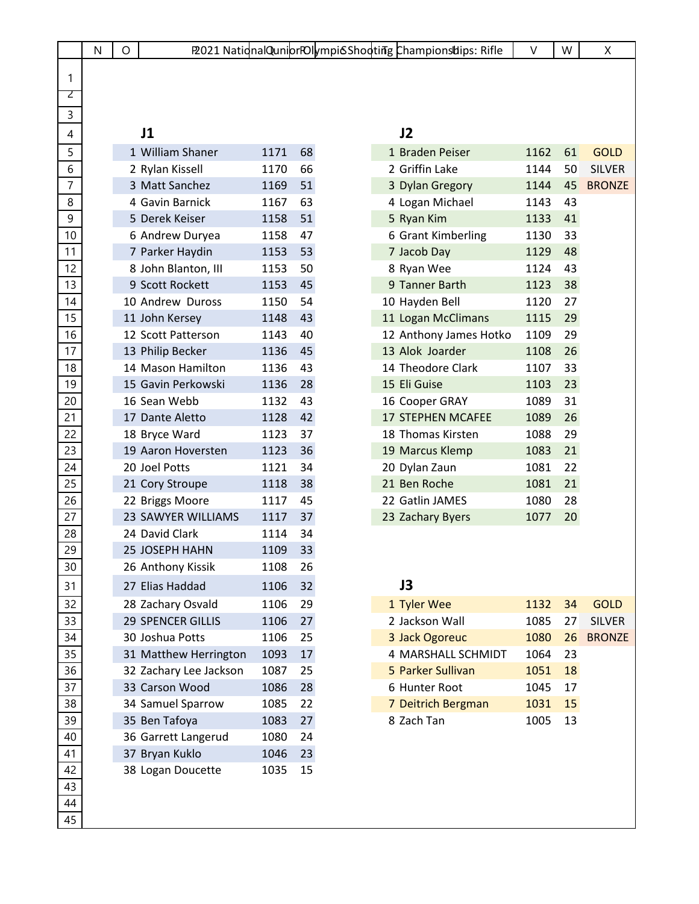# 2021 National Junior Olympic Shooting Championships: Rifle

## J1

| Place | Name | Score | X |
|---|---|---|---|
| 1 | William Shaner | 1171 | 68 |
| 2 | Rylan Kissell | 1170 | 66 |
| 3 | Matt Sanchez | 1169 | 51 |
| 4 | Gavin Barnick | 1167 | 63 |
| 5 | Derek Keiser | 1158 | 51 |
| 6 | Andrew Duryea | 1158 | 47 |
| 7 | Parker Haydin | 1153 | 53 |
| 8 | John Blanton, III | 1153 | 50 |
| 9 | Scott Rockett | 1153 | 45 |
| 10 | Andrew Duross | 1150 | 54 |
| 11 | John Kersey | 1148 | 43 |
| 12 | Scott Patterson | 1143 | 40 |
| 13 | Philip Becker | 1136 | 45 |
| 14 | Mason Hamilton | 1136 | 43 |
| 15 | Gavin Perkowski | 1136 | 28 |
| 16 | Sean Webb | 1132 | 43 |
| 17 | Dante Aletto | 1128 | 42 |
| 18 | Bryce Ward | 1123 | 37 |
| 19 | Aaron Hoversten | 1123 | 36 |
| 20 | Joel Potts | 1121 | 34 |
| 21 | Cory Stroupe | 1118 | 38 |
| 22 | Briggs Moore | 1117 | 45 |
| 23 | SAWYER WILLIAMS | 1117 | 37 |
| 24 | David Clark | 1114 | 34 |
| 25 | JOSEPH HAHN | 1109 | 33 |
| 26 | Anthony Kissik | 1108 | 26 |
| 27 | Elias Haddad | 1106 | 32 |
| 28 | Zachary Osvald | 1106 | 29 |
| 29 | SPENCER GILLIS | 1106 | 27 |
| 30 | Joshua Potts | 1106 | 25 |
| 31 | Matthew Herrington | 1093 | 17 |
| 32 | Zachary Lee Jackson | 1087 | 25 |
| 33 | Carson Wood | 1086 | 28 |
| 34 | Samuel Sparrow | 1085 | 22 |
| 35 | Ben Tafoya | 1083 | 27 |
| 36 | Garrett Langerud | 1080 | 24 |
| 37 | Bryan Kuklo | 1046 | 23 |
| 38 | Logan Doucette | 1035 | 15 |

## J2

| Place | Name | Score | X | Medal |
|---|---|---|---|---|
| 1 | Braden Peiser | 1162 | 61 | GOLD |
| 2 | Griffin Lake | 1144 | 50 | SILVER |
| 3 | Dylan Gregory | 1144 | 45 | BRONZE |
| 4 | Logan Michael | 1143 | 43 | |
| 5 | Ryan Kim | 1133 | 41 | |
| 6 | Grant Kimberling | 1130 | 33 | |
| 7 | Jacob Day | 1129 | 48 | |
| 8 | Ryan Wee | 1124 | 43 | |
| 9 | Tanner Barth | 1123 | 38 | |
| 10 | Hayden Bell | 1120 | 27 | |
| 11 | Logan McClimans | 1115 | 29 | |
| 12 | Anthony James Hotko | 1109 | 29 | |
| 13 | Alok Joarder | 1108 | 26 | |
| 14 | Theodore Clark | 1107 | 33 | |
| 15 | Eli Guise | 1103 | 23 | |
| 16 | Cooper GRAY | 1089 | 31 | |
| 17 | STEPHEN MCAFEE | 1089 | 26 | |
| 18 | Thomas Kirsten | 1088 | 29 | |
| 19 | Marcus Klemp | 1083 | 21 | |
| 20 | Dylan Zaun | 1081 | 22 | |
| 21 | Ben Roche | 1081 | 21 | |
| 22 | Gatlin JAMES | 1080 | 28 | |
| 23 | Zachary Byers | 1077 | 20 | |

## J3

| Place | Name | Score | X | Medal |
|---|---|---|---|---|
| 1 | Tyler Wee | 1132 | 34 | GOLD |
| 2 | Jackson Wall | 1085 | 27 | SILVER |
| 3 | Jack Ogoreuc | 1080 | 26 | BRONZE |
| 4 | MARSHALL SCHMIDT | 1064 | 23 | |
| 5 | Parker Sullivan | 1051 | 18 | |
| 6 | Hunter Root | 1045 | 17 | |
| 7 | Deitrich Bergman | 1031 | 15 | |
| 8 | Zach Tan | 1005 | 13 | |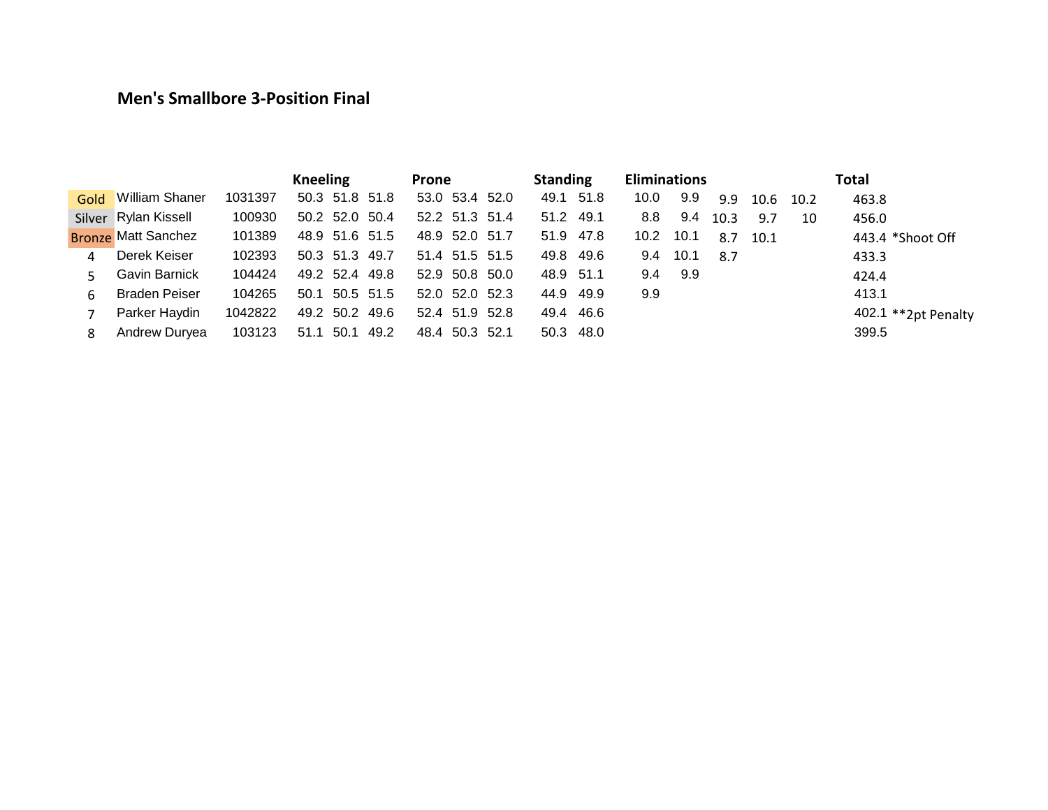## Men's Smallbore 3-Position Final

| | | | Kneeling | | | Prone | | | Standing | | Eliminations | | | | | Total | |
|---|---|---|---|---|---|---|---|---|---|---|---|---|---|---|---|---|---|
| Gold | William Shaner | 1031397 | 50.3 | 51.8 | 51.8 | 53.0 | 53.4 | 52.0 | 49.1 | 51.8 | 10.0 | 9.9 | 9.9 | 10.6 | 10.2 | 463.8 | |
| Silver | Rylan Kissell | 100930 | 50.2 | 52.0 | 50.4 | 52.2 | 51.3 | 51.4 | 51.2 | 49.1 | 8.8 | 9.4 | 10.3 | 9.7 | 10 | 456.0 | |
| Bronze | Matt Sanchez | 101389 | 48.9 | 51.6 | 51.5 | 48.9 | 52.0 | 51.7 | 51.9 | 47.8 | 10.2 | 10.1 | 8.7 | 10.1 | | 443.4 | *Shoot Off |
| 4 | Derek Keiser | 102393 | 50.3 | 51.3 | 49.7 | 51.4 | 51.5 | 51.5 | 49.8 | 49.6 | 9.4 | 10.1 | 8.7 | | | 433.3 | |
| 5 | Gavin Barnick | 104424 | 49.2 | 52.4 | 49.8 | 52.9 | 50.8 | 50.0 | 48.9 | 51.1 | 9.4 | 9.9 | | | | 424.4 | |
| 6 | Braden Peiser | 104265 | 50.1 | 50.5 | 51.5 | 52.0 | 52.0 | 52.3 | 44.9 | 49.9 | 9.9 | | | | | 413.1 | |
| 7 | Parker Haydin | 1042822 | 49.2 | 50.2 | 49.6 | 52.4 | 51.9 | 52.8 | 49.4 | 46.6 | | | | | | 402.1 | **2pt Penalty |
| 8 | Andrew Duryea | 103123 | 51.1 | 50.1 | 49.2 | 48.4 | 50.3 | 52.1 | 50.3 | 48.0 | | | | | | 399.5 | |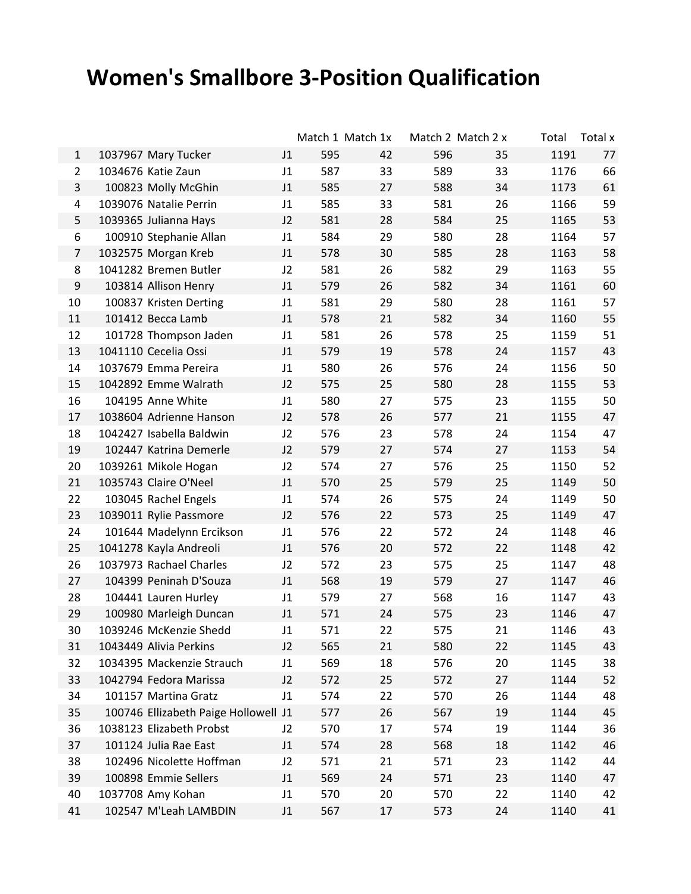# Women's Smallbore 3-Position Qualification

| | | | | Match 1 | Match 1x | Match 2 | Match 2 x | Total | Total x |
|---|---|---|---|---|---|---|---|---|---|
| 1 | 1037967 | Mary Tucker | J1 | 595 | 42 | 596 | 35 | 1191 | 77 |
| 2 | 1034676 | Katie Zaun | J1 | 587 | 33 | 589 | 33 | 1176 | 66 |
| 3 | 100823 | Molly McGhin | J1 | 585 | 27 | 588 | 34 | 1173 | 61 |
| 4 | 1039076 | Natalie Perrin | J1 | 585 | 33 | 581 | 26 | 1166 | 59 |
| 5 | 1039365 | Julianna Hays | J2 | 581 | 28 | 584 | 25 | 1165 | 53 |
| 6 | 100910 | Stephanie Allan | J1 | 584 | 29 | 580 | 28 | 1164 | 57 |
| 7 | 1032575 | Morgan Kreb | J1 | 578 | 30 | 585 | 28 | 1163 | 58 |
| 8 | 1041282 | Bremen Butler | J2 | 581 | 26 | 582 | 29 | 1163 | 55 |
| 9 | 103814 | Allison Henry | J1 | 579 | 26 | 582 | 34 | 1161 | 60 |
| 10 | 100837 | Kristen Derting | J1 | 581 | 29 | 580 | 28 | 1161 | 57 |
| 11 | 101412 | Becca Lamb | J1 | 578 | 21 | 582 | 34 | 1160 | 55 |
| 12 | 101728 | Thompson Jaden | J1 | 581 | 26 | 578 | 25 | 1159 | 51 |
| 13 | 1041110 | Cecelia Ossi | J1 | 579 | 19 | 578 | 24 | 1157 | 43 |
| 14 | 1037679 | Emma Pereira | J1 | 580 | 26 | 576 | 24 | 1156 | 50 |
| 15 | 1042892 | Emme Walrath | J2 | 575 | 25 | 580 | 28 | 1155 | 53 |
| 16 | 104195 | Anne White | J1 | 580 | 27 | 575 | 23 | 1155 | 50 |
| 17 | 1038604 | Adrienne Hanson | J2 | 578 | 26 | 577 | 21 | 1155 | 47 |
| 18 | 1042427 | Isabella Baldwin | J2 | 576 | 23 | 578 | 24 | 1154 | 47 |
| 19 | 102447 | Katrina Demerle | J2 | 579 | 27 | 574 | 27 | 1153 | 54 |
| 20 | 1039261 | Mikole Hogan | J2 | 574 | 27 | 576 | 25 | 1150 | 52 |
| 21 | 1035743 | Claire O'Neel | J1 | 570 | 25 | 579 | 25 | 1149 | 50 |
| 22 | 103045 | Rachel Engels | J1 | 574 | 26 | 575 | 24 | 1149 | 50 |
| 23 | 1039011 | Rylie Passmore | J2 | 576 | 22 | 573 | 25 | 1149 | 47 |
| 24 | 101644 | Madelynn Ercikson | J1 | 576 | 22 | 572 | 24 | 1148 | 46 |
| 25 | 1041278 | Kayla Andreoli | J1 | 576 | 20 | 572 | 22 | 1148 | 42 |
| 26 | 1037973 | Rachael Charles | J2 | 572 | 23 | 575 | 25 | 1147 | 48 |
| 27 | 104399 | Peninah D'Souza | J1 | 568 | 19 | 579 | 27 | 1147 | 46 |
| 28 | 104441 | Lauren Hurley | J1 | 579 | 27 | 568 | 16 | 1147 | 43 |
| 29 | 100980 | Marleigh Duncan | J1 | 571 | 24 | 575 | 23 | 1146 | 47 |
| 30 | 1039246 | McKenzie Shedd | J1 | 571 | 22 | 575 | 21 | 1146 | 43 |
| 31 | 1043449 | Alivia Perkins | J2 | 565 | 21 | 580 | 22 | 1145 | 43 |
| 32 | 1034395 | Mackenzie Strauch | J1 | 569 | 18 | 576 | 20 | 1145 | 38 |
| 33 | 1042794 | Fedora Marissa | J2 | 572 | 25 | 572 | 27 | 1144 | 52 |
| 34 | 101157 | Martina Gratz | J1 | 574 | 22 | 570 | 26 | 1144 | 48 |
| 35 | 100746 | Ellizabeth Paige Hollowell | J1 | 577 | 26 | 567 | 19 | 1144 | 45 |
| 36 | 1038123 | Elizabeth Probst | J2 | 570 | 17 | 574 | 19 | 1144 | 36 |
| 37 | 101124 | Julia Rae East | J1 | 574 | 28 | 568 | 18 | 1142 | 46 |
| 38 | 102496 | Nicolette Hoffman | J2 | 571 | 21 | 571 | 23 | 1142 | 44 |
| 39 | 100898 | Emmie Sellers | J1 | 569 | 24 | 571 | 23 | 1140 | 47 |
| 40 | 1037708 | Amy Kohan | J1 | 570 | 20 | 570 | 22 | 1140 | 42 |
| 41 | 102547 | M'Leah LAMBDIN | J1 | 567 | 17 | 573 | 24 | 1140 | 41 |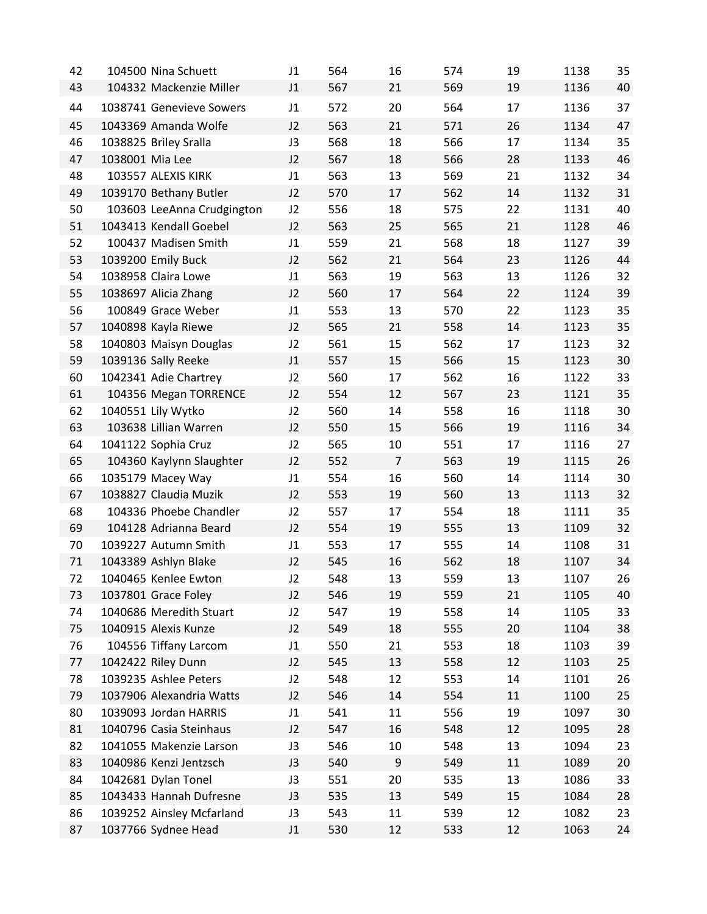| | | | | | | | | |
|---|---|---|---|---|---|---|---|---|
| 42 | 104500 Nina Schuett | J1 | 564 | 16 | 574 | 19 | 1138 | 35 |
| 43 | 104332 Mackenzie Miller | J1 | 567 | 21 | 569 | 19 | 1136 | 40 |
| 44 | 1038741 Genevieve Sowers | J1 | 572 | 20 | 564 | 17 | 1136 | 37 |
| 45 | 1043369 Amanda Wolfe | J2 | 563 | 21 | 571 | 26 | 1134 | 47 |
| 46 | 1038825 Briley Sralla | J3 | 568 | 18 | 566 | 17 | 1134 | 35 |
| 47 | 1038001 Mia Lee | J2 | 567 | 18 | 566 | 28 | 1133 | 46 |
| 48 | 103557 ALEXIS KIRK | J1 | 563 | 13 | 569 | 21 | 1132 | 34 |
| 49 | 1039170 Bethany Butler | J2 | 570 | 17 | 562 | 14 | 1132 | 31 |
| 50 | 103603 LeeAnna Crudgington | J2 | 556 | 18 | 575 | 22 | 1131 | 40 |
| 51 | 1043413 Kendall Goebel | J2 | 563 | 25 | 565 | 21 | 1128 | 46 |
| 52 | 100437 Madisen Smith | J1 | 559 | 21 | 568 | 18 | 1127 | 39 |
| 53 | 1039200 Emily Buck | J2 | 562 | 21 | 564 | 23 | 1126 | 44 |
| 54 | 1038958 Claira Lowe | J1 | 563 | 19 | 563 | 13 | 1126 | 32 |
| 55 | 1038697 Alicia Zhang | J2 | 560 | 17 | 564 | 22 | 1124 | 39 |
| 56 | 100849 Grace Weber | J1 | 553 | 13 | 570 | 22 | 1123 | 35 |
| 57 | 1040898 Kayla Riewe | J2 | 565 | 21 | 558 | 14 | 1123 | 35 |
| 58 | 1040803 Maisyn Douglas | J2 | 561 | 15 | 562 | 17 | 1123 | 32 |
| 59 | 1039136 Sally Reeke | J1 | 557 | 15 | 566 | 15 | 1123 | 30 |
| 60 | 1042341 Adie Chartrey | J2 | 560 | 17 | 562 | 16 | 1122 | 33 |
| 61 | 104356 Megan TORRENCE | J2 | 554 | 12 | 567 | 23 | 1121 | 35 |
| 62 | 1040551 Lily Wytko | J2 | 560 | 14 | 558 | 16 | 1118 | 30 |
| 63 | 103638 Lillian Warren | J2 | 550 | 15 | 566 | 19 | 1116 | 34 |
| 64 | 1041122 Sophia Cruz | J2 | 565 | 10 | 551 | 17 | 1116 | 27 |
| 65 | 104360 Kaylynn Slaughter | J2 | 552 | 7 | 563 | 19 | 1115 | 26 |
| 66 | 1035179 Macey Way | J1 | 554 | 16 | 560 | 14 | 1114 | 30 |
| 67 | 1038827 Claudia Muzik | J2 | 553 | 19 | 560 | 13 | 1113 | 32 |
| 68 | 104336 Phoebe Chandler | J2 | 557 | 17 | 554 | 18 | 1111 | 35 |
| 69 | 104128 Adrianna Beard | J2 | 554 | 19 | 555 | 13 | 1109 | 32 |
| 70 | 1039227 Autumn Smith | J1 | 553 | 17 | 555 | 14 | 1108 | 31 |
| 71 | 1043389 Ashlyn Blake | J2 | 545 | 16 | 562 | 18 | 1107 | 34 |
| 72 | 1040465 Kenlee Ewton | J2 | 548 | 13 | 559 | 13 | 1107 | 26 |
| 73 | 1037801 Grace Foley | J2 | 546 | 19 | 559 | 21 | 1105 | 40 |
| 74 | 1040686 Meredith Stuart | J2 | 547 | 19 | 558 | 14 | 1105 | 33 |
| 75 | 1040915 Alexis Kunze | J2 | 549 | 18 | 555 | 20 | 1104 | 38 |
| 76 | 104556 Tiffany Larcom | J1 | 550 | 21 | 553 | 18 | 1103 | 39 |
| 77 | 1042422 Riley Dunn | J2 | 545 | 13 | 558 | 12 | 1103 | 25 |
| 78 | 1039235 Ashlee Peters | J2 | 548 | 12 | 553 | 14 | 1101 | 26 |
| 79 | 1037906 Alexandria Watts | J2 | 546 | 14 | 554 | 11 | 1100 | 25 |
| 80 | 1039093 Jordan HARRIS | J1 | 541 | 11 | 556 | 19 | 1097 | 30 |
| 81 | 1040796 Casia Steinhaus | J2 | 547 | 16 | 548 | 12 | 1095 | 28 |
| 82 | 1041055 Makenzie Larson | J3 | 546 | 10 | 548 | 13 | 1094 | 23 |
| 83 | 1040986 Kenzi Jentzsch | J3 | 540 | 9 | 549 | 11 | 1089 | 20 |
| 84 | 1042681 Dylan Tonel | J3 | 551 | 20 | 535 | 13 | 1086 | 33 |
| 85 | 1043433 Hannah Dufresne | J3 | 535 | 13 | 549 | 15 | 1084 | 28 |
| 86 | 1039252 Ainsley Mcfarland | J3 | 543 | 11 | 539 | 12 | 1082 | 23 |
| 87 | 1037766 Sydnee Head | J1 | 530 | 12 | 533 | 12 | 1063 | 24 |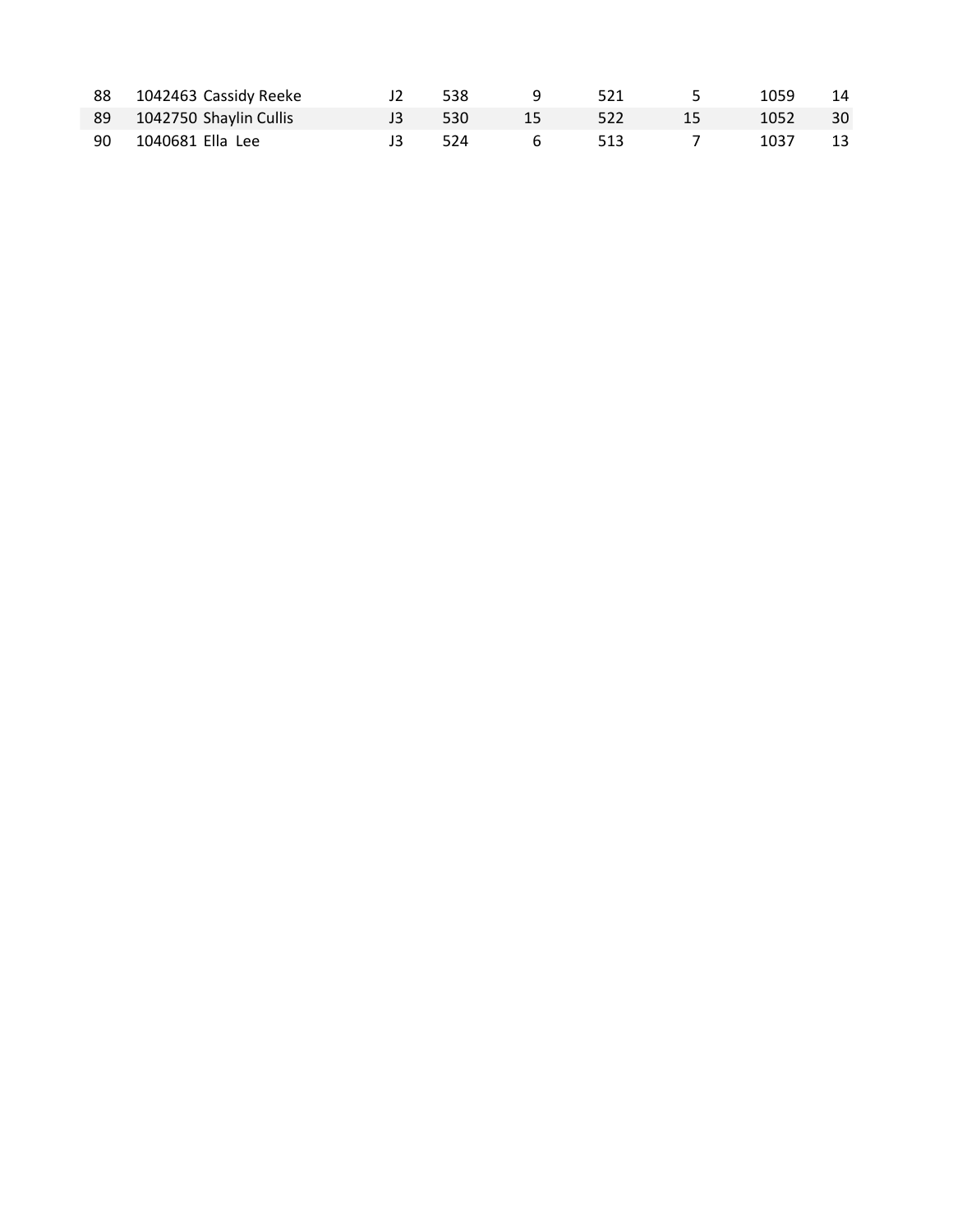| | | | | | | | | |
|---|---|---|---|---|---|---|---|---|
| 88 | 1042463 | Cassidy Reeke | J2 | 538 | 9 | 521 | 5 | 1059 | 14 |
| 89 | 1042750 | Shaylin Cullis | J3 | 530 | 15 | 522 | 15 | 1052 | 30 |
| 90 | 1040681 | Ella Lee | J3 | 524 | 6 | 513 | 7 | 1037 | 13 |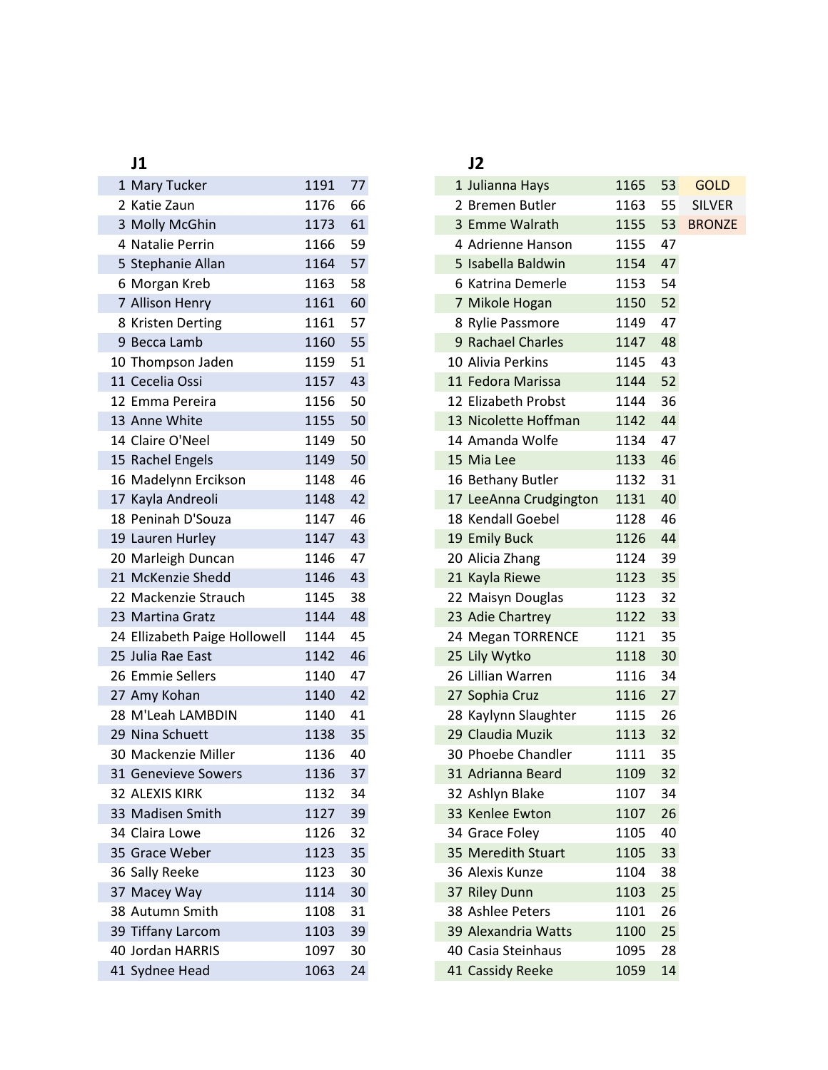## J1

| Rank | Name | Score | X |
|---|---|---|---|
| 1 | Mary Tucker | 1191 | 77 |
| 2 | Katie Zaun | 1176 | 66 |
| 3 | Molly McGhin | 1173 | 61 |
| 4 | Natalie Perrin | 1166 | 59 |
| 5 | Stephanie Allan | 1164 | 57 |
| 6 | Morgan Kreb | 1163 | 58 |
| 7 | Allison Henry | 1161 | 60 |
| 8 | Kristen Derting | 1161 | 57 |
| 9 | Becca Lamb | 1160 | 55 |
| 10 | Thompson Jaden | 1159 | 51 |
| 11 | Cecelia Ossi | 1157 | 43 |
| 12 | Emma Pereira | 1156 | 50 |
| 13 | Anne White | 1155 | 50 |
| 14 | Claire O'Neel | 1149 | 50 |
| 15 | Rachel Engels | 1149 | 50 |
| 16 | Madelynn Ercikson | 1148 | 46 |
| 17 | Kayla Andreoli | 1148 | 42 |
| 18 | Peninah D'Souza | 1147 | 46 |
| 19 | Lauren Hurley | 1147 | 43 |
| 20 | Marleigh Duncan | 1146 | 47 |
| 21 | McKenzie Shedd | 1146 | 43 |
| 22 | Mackenzie Strauch | 1145 | 38 |
| 23 | Martina Gratz | 1144 | 48 |
| 24 | Ellizabeth Paige Hollowell | 1144 | 45 |
| 25 | Julia Rae East | 1142 | 46 |
| 26 | Emmie Sellers | 1140 | 47 |
| 27 | Amy Kohan | 1140 | 42 |
| 28 | M'Leah LAMBDIN | 1140 | 41 |
| 29 | Nina Schuett | 1138 | 35 |
| 30 | Mackenzie Miller | 1136 | 40 |
| 31 | Genevieve Sowers | 1136 | 37 |
| 32 | ALEXIS KIRK | 1132 | 34 |
| 33 | Madisen Smith | 1127 | 39 |
| 34 | Claira Lowe | 1126 | 32 |
| 35 | Grace Weber | 1123 | 35 |
| 36 | Sally Reeke | 1123 | 30 |
| 37 | Macey Way | 1114 | 30 |
| 38 | Autumn Smith | 1108 | 31 |
| 39 | Tiffany Larcom | 1103 | 39 |
| 40 | Jordan HARRIS | 1097 | 30 |
| 41 | Sydnee Head | 1063 | 24 |

## J2

| Rank | Name | Score | X | Medal |
|---|---|---|---|---|
| 1 | Julianna Hays | 1165 | 53 | GOLD |
| 2 | Bremen Butler | 1163 | 55 | SILVER |
| 3 | Emme Walrath | 1155 | 53 | BRONZE |
| 4 | Adrienne Hanson | 1155 | 47 | |
| 5 | Isabella Baldwin | 1154 | 47 | |
| 6 | Katrina Demerle | 1153 | 54 | |
| 7 | Mikole Hogan | 1150 | 52 | |
| 8 | Rylie Passmore | 1149 | 47 | |
| 9 | Rachael Charles | 1147 | 48 | |
| 10 | Alivia Perkins | 1145 | 43 | |
| 11 | Fedora Marissa | 1144 | 52 | |
| 12 | Elizabeth Probst | 1144 | 36 | |
| 13 | Nicolette Hoffman | 1142 | 44 | |
| 14 | Amanda Wolfe | 1134 | 47 | |
| 15 | Mia Lee | 1133 | 46 | |
| 16 | Bethany Butler | 1132 | 31 | |
| 17 | LeeAnna Crudgington | 1131 | 40 | |
| 18 | Kendall Goebel | 1128 | 46 | |
| 19 | Emily Buck | 1126 | 44 | |
| 20 | Alicia Zhang | 1124 | 39 | |
| 21 | Kayla Riewe | 1123 | 35 | |
| 22 | Maisyn Douglas | 1123 | 32 | |
| 23 | Adie Chartrey | 1122 | 33 | |
| 24 | Megan TORRENCE | 1121 | 35 | |
| 25 | Lily Wytko | 1118 | 30 | |
| 26 | Lillian Warren | 1116 | 34 | |
| 27 | Sophia Cruz | 1116 | 27 | |
| 28 | Kaylynn Slaughter | 1115 | 26 | |
| 29 | Claudia Muzik | 1113 | 32 | |
| 30 | Phoebe Chandler | 1111 | 35 | |
| 31 | Adrianna Beard | 1109 | 32 | |
| 32 | Ashlyn Blake | 1107 | 34 | |
| 33 | Kenlee Ewton | 1107 | 26 | |
| 34 | Grace Foley | 1105 | 40 | |
| 35 | Meredith Stuart | 1105 | 33 | |
| 36 | Alexis Kunze | 1104 | 38 | |
| 37 | Riley Dunn | 1103 | 25 | |
| 38 | Ashlee Peters | 1101 | 26 | |
| 39 | Alexandria Watts | 1100 | 25 | |
| 40 | Casia Steinhaus | 1095 | 28 | |
| 41 | Cassidy Reeke | 1059 | 14 | |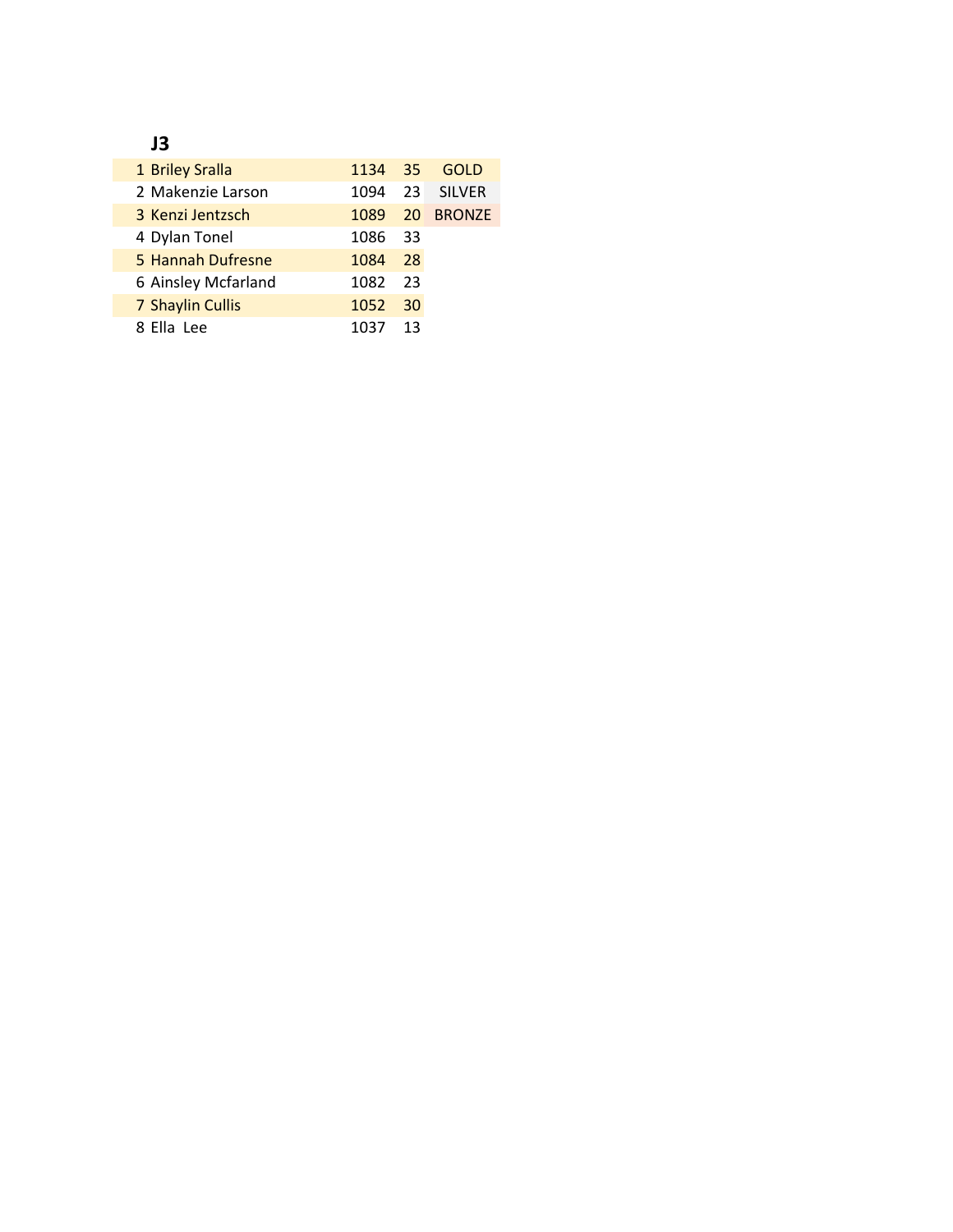## J3

| | | | | |
|---|---|---|---|---|
| 1 | Briley Sralla | 1134 | 35 | GOLD |
| 2 | Makenzie Larson | 1094 | 23 | SILVER |
| 3 | Kenzi Jentzsch | 1089 | 20 | BRONZE |
| 4 | Dylan Tonel | 1086 | 33 | |
| 5 | Hannah Dufresne | 1084 | 28 | |
| 6 | Ainsley Mcfarland | 1082 | 23 | |
| 7 | Shaylin Cullis | 1052 | 30 | |
| 8 | Ella Lee | 1037 | 13 | |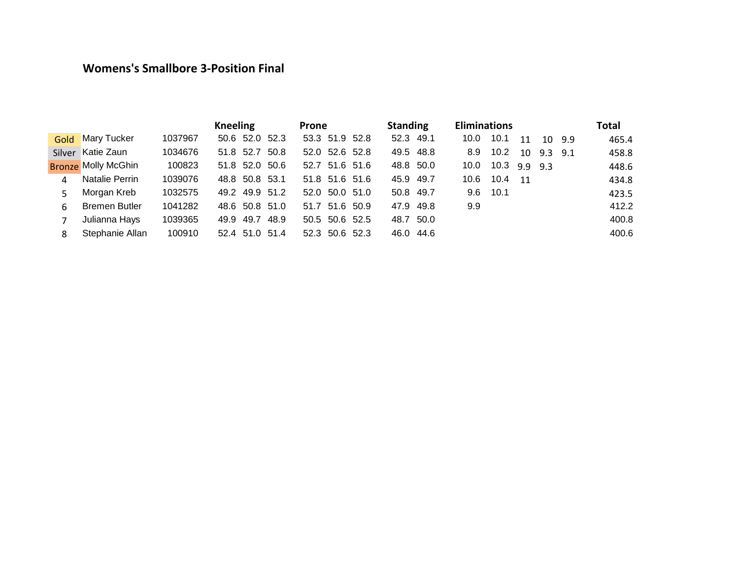**Womens's Smallbore 3-Position Final**

| | | | Kneeling | | | Prone | | | Standing | | Eliminations | | | | | Total |
|---|---|---|---|---|---|---|---|---|---|---|---|---|---|---|---|---|
| Gold | Mary Tucker | 1037967 | 50.6 | 52.0 | 52.3 | 53.3 | 51.9 | 52.8 | 52.3 | 49.1 | 10.0 | 10.1 | 11 | 10 | 9.9 | 465.4 |
| Silver | Katie Zaun | 1034676 | 51.8 | 52.7 | 50.8 | 52.0 | 52.6 | 52.8 | 49.5 | 48.8 | 8.9 | 10.2 | 10 | 9.3 | 9.1 | 458.8 |
| Bronze | Molly McGhin | 100823 | 51.8 | 52.0 | 50.6 | 52.7 | 51.6 | 51.6 | 48.8 | 50.0 | 10.0 | 10.3 | 9.9 | 9.3 | | 448.6 |
| 4 | Natalie Perrin | 1039076 | 48.8 | 50.8 | 53.1 | 51.8 | 51.6 | 51.6 | 45.9 | 49.7 | 10.6 | 10.4 | 11 | | | 434.8 |
| 5 | Morgan Kreb | 1032575 | 49.2 | 49.9 | 51.2 | 52.0 | 50.0 | 51.0 | 50.8 | 49.7 | 9.6 | 10.1 | | | | 423.5 |
| 6 | Bremen Butler | 1041282 | 48.6 | 50.8 | 51.0 | 51.7 | 51.6 | 50.9 | 47.9 | 49.8 | 9.9 | | | | | 412.2 |
| 7 | Julianna Hays | 1039365 | 49.9 | 49.7 | 48.9 | 50.5 | 50.6 | 52.5 | 48.7 | 50.0 | | | | | | 400.8 |
| 8 | Stephanie Allan | 100910 | 52.4 | 51.0 | 51.4 | 52.3 | 50.6 | 52.3 | 46.0 | 44.6 | | | | | | 400.6 |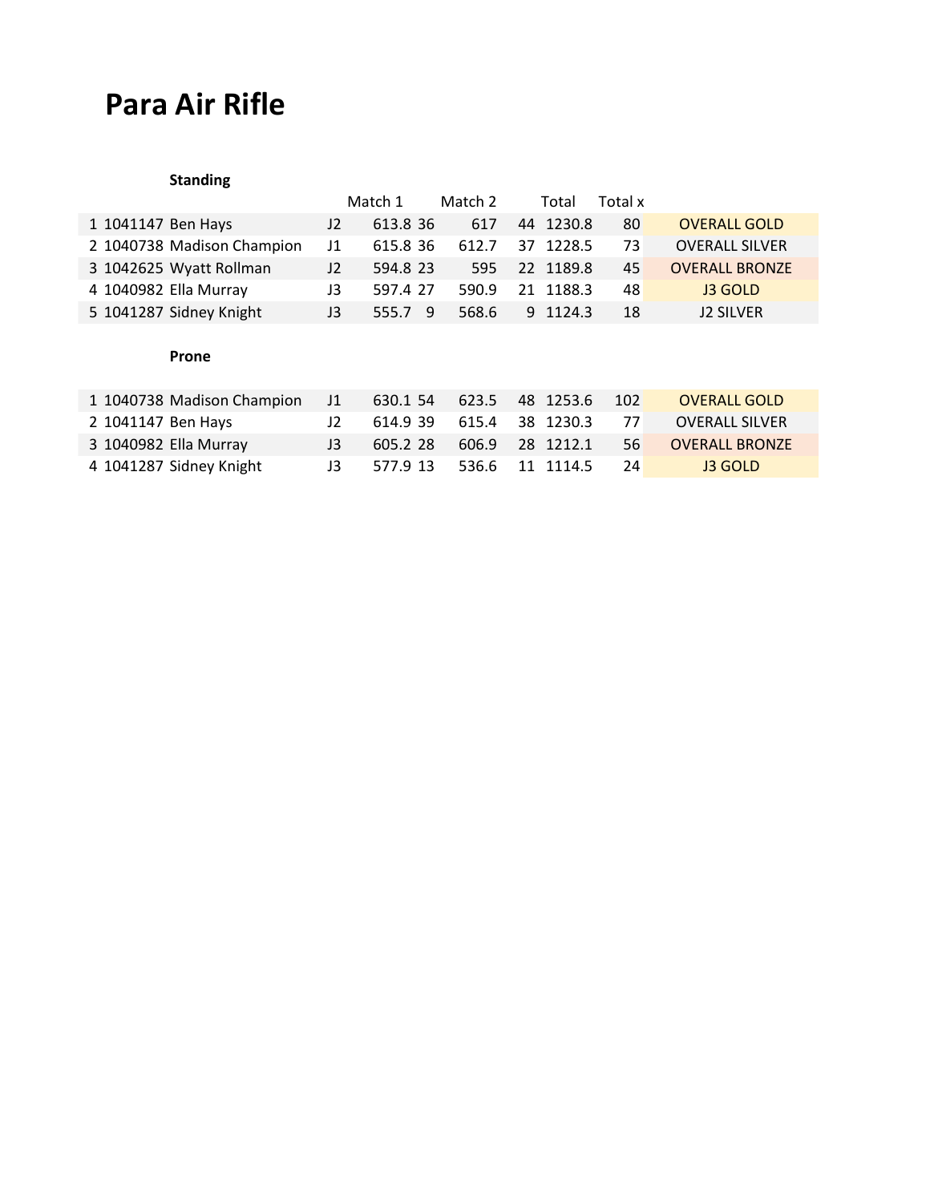# Para Air Rifle

### Standing

| | | | | Match 1 | | Match 2 | | Total | Total x | |
|---|---|---|---|---|---|---|---|---|---|---|
| 1 | 1041147 | Ben Hays | J2 | 613.8 | 36 | 617 | 44 | 1230.8 | 80 | OVERALL GOLD |
| 2 | 1040738 | Madison Champion | J1 | 615.8 | 36 | 612.7 | 37 | 1228.5 | 73 | OVERALL SILVER |
| 3 | 1042625 | Wyatt Rollman | J2 | 594.8 | 23 | 595 | 22 | 1189.8 | 45 | OVERALL BRONZE |
| 4 | 1040982 | Ella Murray | J3 | 597.4 | 27 | 590.9 | 21 | 1188.3 | 48 | J3 GOLD |
| 5 | 1041287 | Sidney Knight | J3 | 555.7 | 9 | 568.6 | 9 | 1124.3 | 18 | J2 SILVER |

### Prone

| | | | | | | | | | | |
|---|---|---|---|---|---|---|---|---|---|---|
| 1 | 1040738 | Madison Champion | J1 | 630.1 | 54 | 623.5 | 48 | 1253.6 | 102 | OVERALL GOLD |
| 2 | 1041147 | Ben Hays | J2 | 614.9 | 39 | 615.4 | 38 | 1230.3 | 77 | OVERALL SILVER |
| 3 | 1040982 | Ella Murray | J3 | 605.2 | 28 | 606.9 | 28 | 1212.1 | 56 | OVERALL BRONZE |
| 4 | 1041287 | Sidney Knight | J3 | 577.9 | 13 | 536.6 | 11 | 1114.5 | 24 | J3 GOLD |